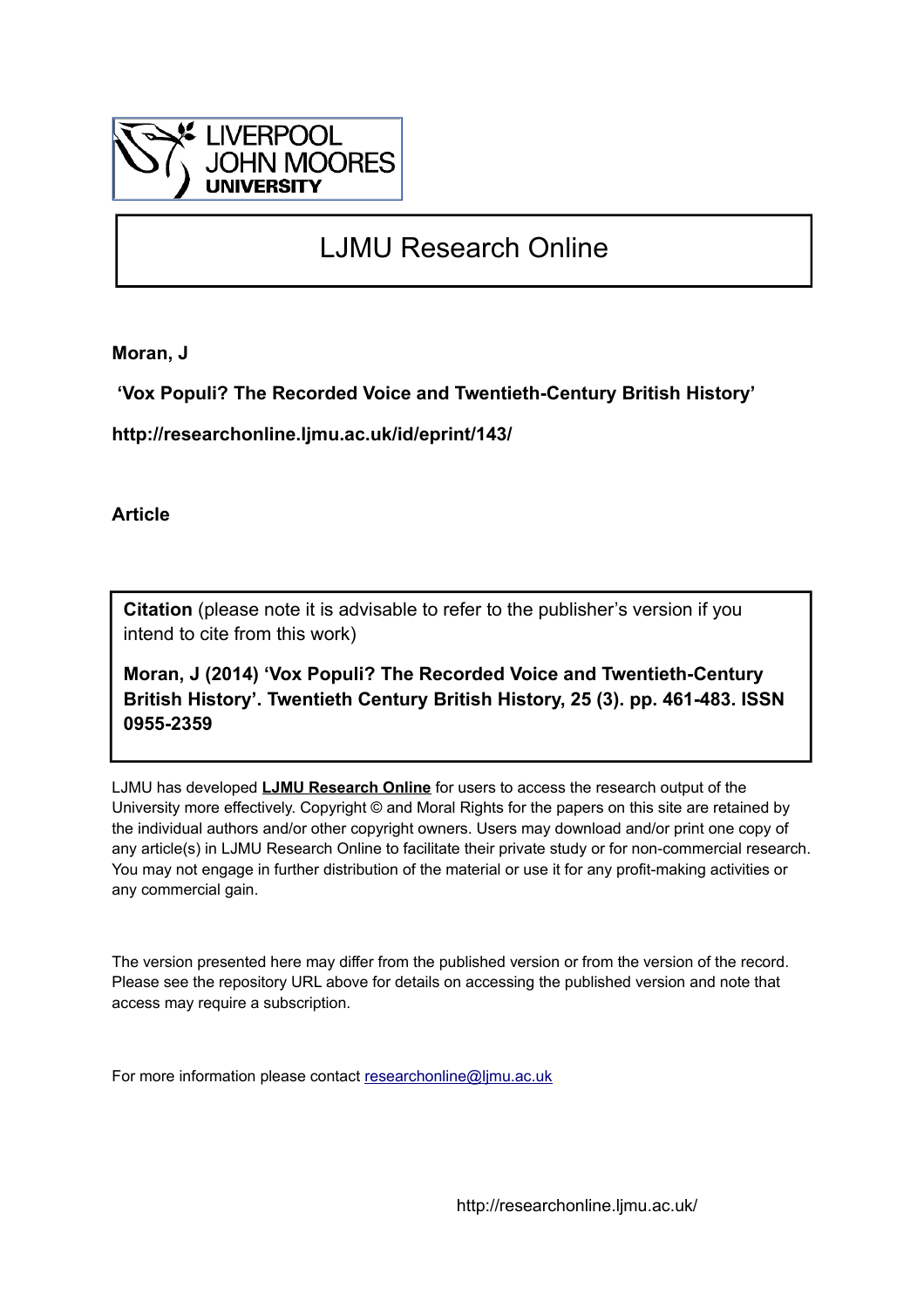LIVERPOOL
JOHN MOORES
UNIVERSITY

# LJMU Research Online

**Moran, J**

**'Vox Populi? The Recorded Voice and Twentieth-Century British History'**

**http://researchonline.ljmu.ac.uk/id/eprint/143/**

**Article**

**Citation** (please note it is advisable to refer to the publisher's version if you intend to cite from this work)

**Moran, J (2014) 'Vox Populi? The Recorded Voice and Twentieth-Century British History'. Twentieth Century British History, 25 (3). pp. 461-483. ISSN 0955-2359**

LJMU has developed **LJMU Research Online** for users to access the research output of the University more effectively. Copyright © and Moral Rights for the papers on this site are retained by the individual authors and/or other copyright owners. Users may download and/or print one copy of any article(s) in LJMU Research Online to facilitate their private study or for non-commercial research. You may not engage in further distribution of the material or use it for any profit-making activities or any commercial gain.

The version presented here may differ from the published version or from the version of the record. Please see the repository URL above for details on accessing the published version and note that access may require a subscription.

For more information please contact researchonline@ljmu.ac.uk

http://researchonline.ljmu.ac.uk/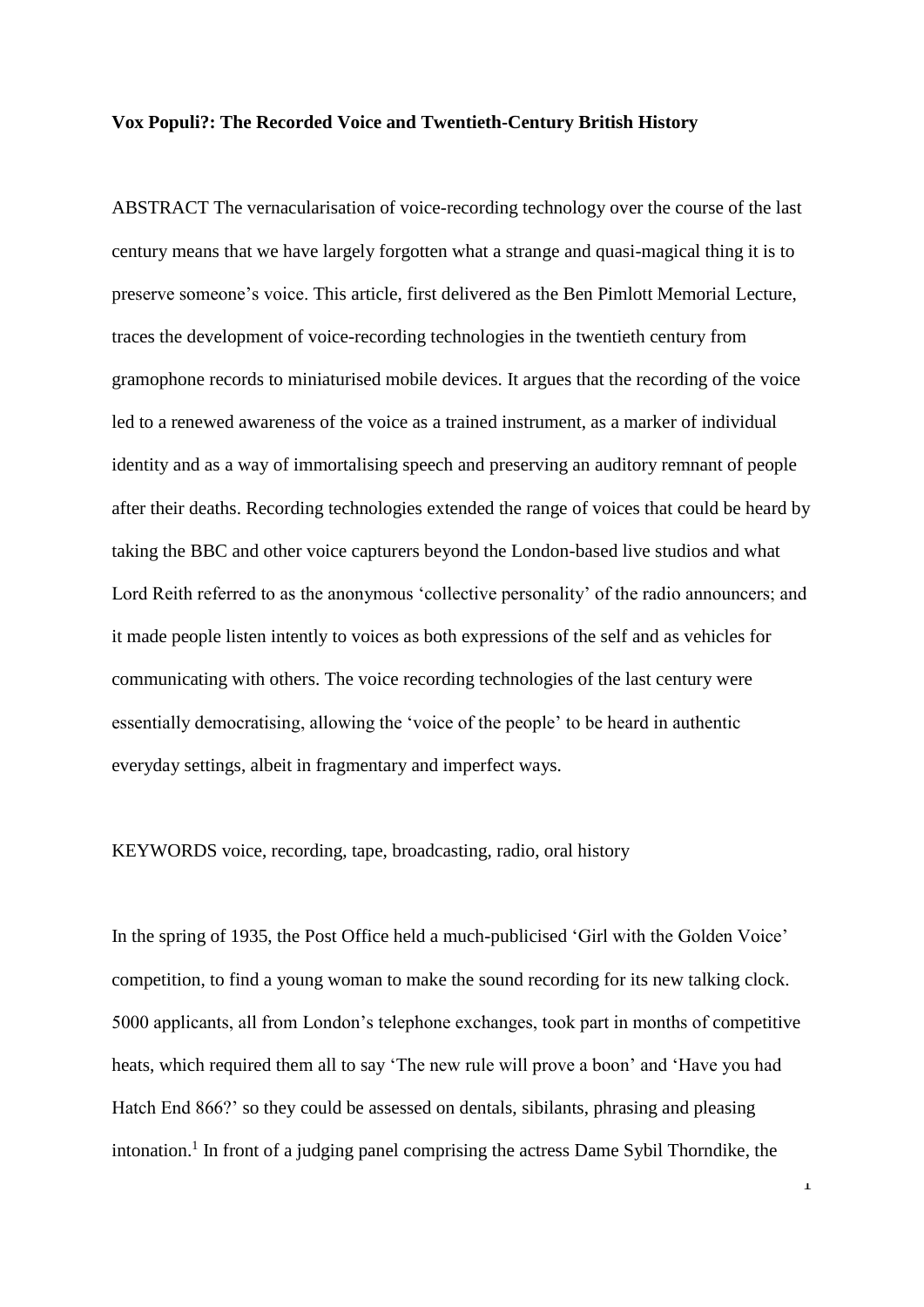**Vox Populi?: The Recorded Voice and Twentieth-Century British History**

ABSTRACT The vernacularisation of voice-recording technology over the course of the last century means that we have largely forgotten what a strange and quasi-magical thing it is to preserve someone's voice. This article, first delivered as the Ben Pimlott Memorial Lecture, traces the development of voice-recording technologies in the twentieth century from gramophone records to miniaturised mobile devices. It argues that the recording of the voice led to a renewed awareness of the voice as a trained instrument, as a marker of individual identity and as a way of immortalising speech and preserving an auditory remnant of people after their deaths. Recording technologies extended the range of voices that could be heard by taking the BBC and other voice capturers beyond the London-based live studios and what Lord Reith referred to as the anonymous 'collective personality' of the radio announcers; and it made people listen intently to voices as both expressions of the self and as vehicles for communicating with others. The voice recording technologies of the last century were essentially democratising, allowing the 'voice of the people' to be heard in authentic everyday settings, albeit in fragmentary and imperfect ways.

KEYWORDS voice, recording, tape, broadcasting, radio, oral history

In the spring of 1935, the Post Office held a much-publicised 'Girl with the Golden Voice' competition, to find a young woman to make the sound recording for its new talking clock. 5000 applicants, all from London's telephone exchanges, took part in months of competitive heats, which required them all to say 'The new rule will prove a boon' and 'Have you had Hatch End 866?' so they could be assessed on dentals, sibilants, phrasing and pleasing intonation.[1] In front of a judging panel comprising the actress Dame Sybil Thorndike, the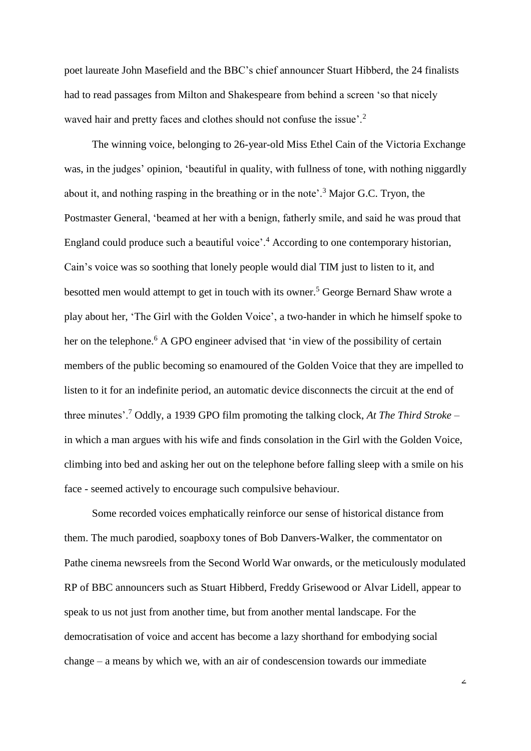poet laureate John Masefield and the BBC's chief announcer Stuart Hibberd, the 24 finalists had to read passages from Milton and Shakespeare from behind a screen 'so that nicely waved hair and pretty faces and clothes should not confuse the issue'.[2]

The winning voice, belonging to 26-year-old Miss Ethel Cain of the Victoria Exchange was, in the judges' opinion, 'beautiful in quality, with fullness of tone, with nothing niggardly about it, and nothing rasping in the breathing or in the note'.[3] Major G.C. Tryon, the Postmaster General, 'beamed at her with a benign, fatherly smile, and said he was proud that England could produce such a beautiful voice'.[4] According to one contemporary historian, Cain's voice was so soothing that lonely people would dial TIM just to listen to it, and besotted men would attempt to get in touch with its owner.[5] George Bernard Shaw wrote a play about her, 'The Girl with the Golden Voice', a two-hander in which he himself spoke to her on the telephone.[6] A GPO engineer advised that 'in view of the possibility of certain members of the public becoming so enamoured of the Golden Voice that they are impelled to listen to it for an indefinite period, an automatic device disconnects the circuit at the end of three minutes'.[7] Oddly, a 1939 GPO film promoting the talking clock, *At The Third Stroke* – in which a man argues with his wife and finds consolation in the Girl with the Golden Voice, climbing into bed and asking her out on the telephone before falling sleep with a smile on his face - seemed actively to encourage such compulsive behaviour.

Some recorded voices emphatically reinforce our sense of historical distance from them. The much parodied, soapboxy tones of Bob Danvers-Walker, the commentator on Pathe cinema newsreels from the Second World War onwards, or the meticulously modulated RP of BBC announcers such as Stuart Hibberd, Freddy Grisewood or Alvar Lidell, appear to speak to us not just from another time, but from another mental landscape. For the democratisation of voice and accent has become a lazy shorthand for embodying social change – a means by which we, with an air of condescension towards our immediate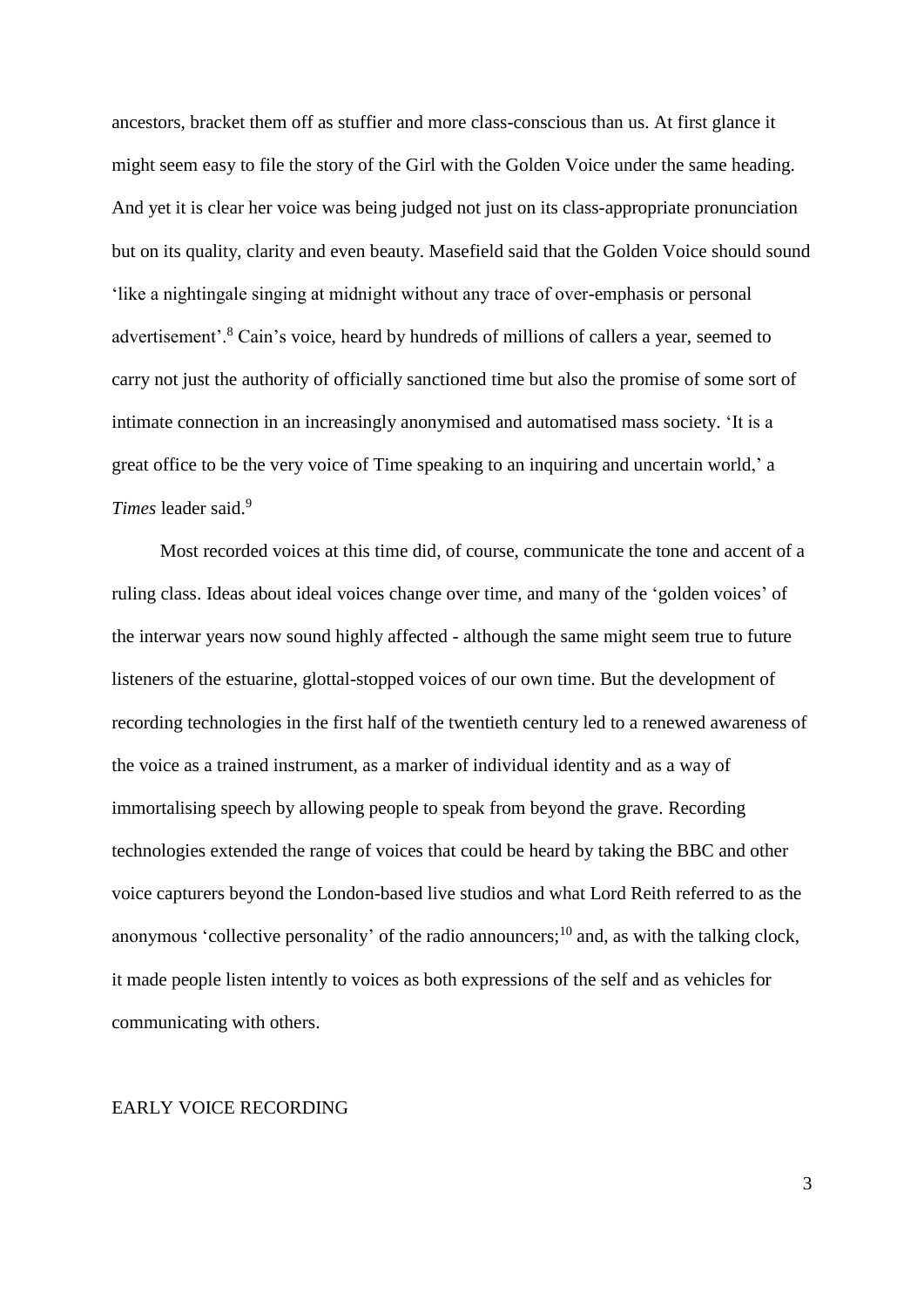ancestors, bracket them off as stuffier and more class-conscious than us. At first glance it might seem easy to file the story of the Girl with the Golden Voice under the same heading. And yet it is clear her voice was being judged not just on its class-appropriate pronunciation but on its quality, clarity and even beauty. Masefield said that the Golden Voice should sound 'like a nightingale singing at midnight without any trace of over-emphasis or personal advertisement'.[8] Cain's voice, heard by hundreds of millions of callers a year, seemed to carry not just the authority of officially sanctioned time but also the promise of some sort of intimate connection in an increasingly anonymised and automatised mass society. 'It is a great office to be the very voice of Time speaking to an inquiring and uncertain world,' a *Times* leader said.[9]

Most recorded voices at this time did, of course, communicate the tone and accent of a ruling class. Ideas about ideal voices change over time, and many of the 'golden voices' of the interwar years now sound highly affected - although the same might seem true to future listeners of the estuarine, glottal-stopped voices of our own time. But the development of recording technologies in the first half of the twentieth century led to a renewed awareness of the voice as a trained instrument, as a marker of individual identity and as a way of immortalising speech by allowing people to speak from beyond the grave. Recording technologies extended the range of voices that could be heard by taking the BBC and other voice capturers beyond the London-based live studios and what Lord Reith referred to as the anonymous 'collective personality' of the radio announcers;[10] and, as with the talking clock, it made people listen intently to voices as both expressions of the self and as vehicles for communicating with others.

## EARLY VOICE RECORDING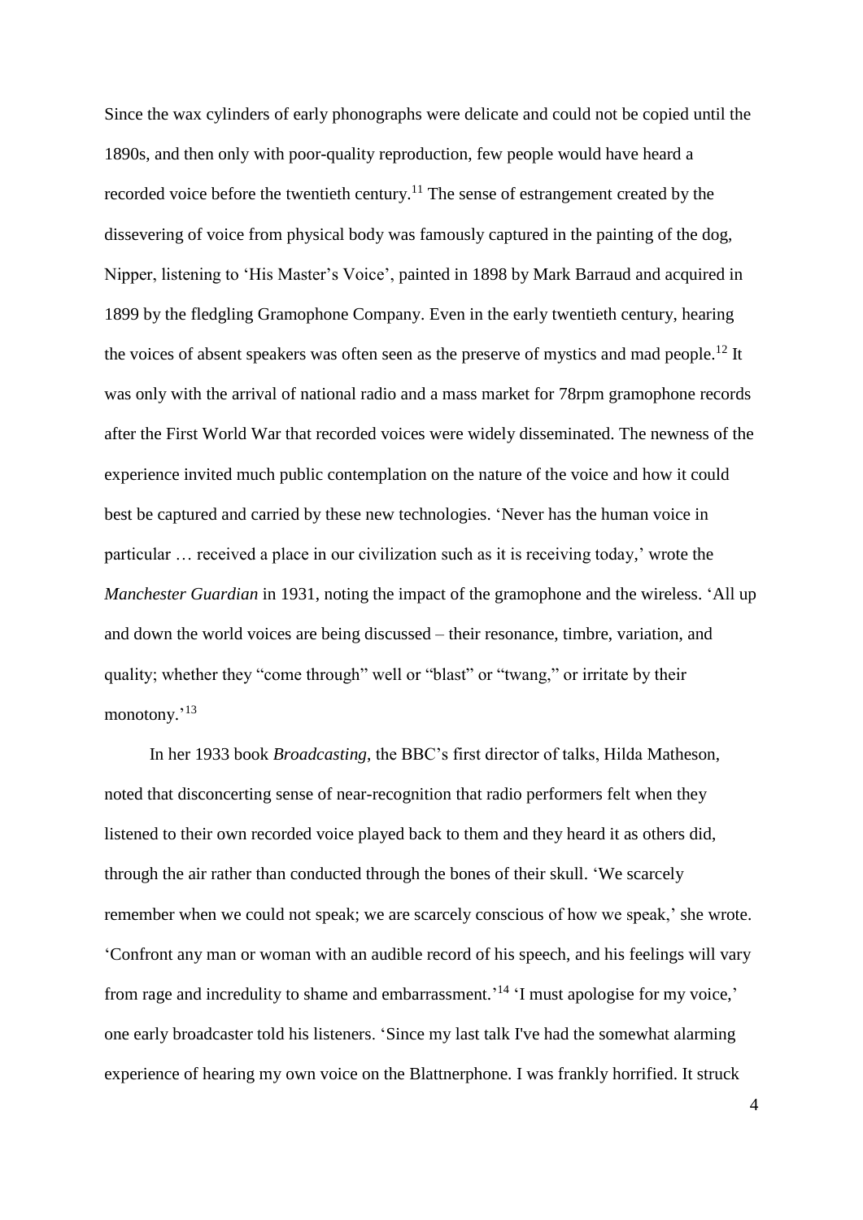Since the wax cylinders of early phonographs were delicate and could not be copied until the 1890s, and then only with poor-quality reproduction, few people would have heard a recorded voice before the twentieth century.[11] The sense of estrangement created by the dissevering of voice from physical body was famously captured in the painting of the dog, Nipper, listening to 'His Master's Voice', painted in 1898 by Mark Barraud and acquired in 1899 by the fledgling Gramophone Company. Even in the early twentieth century, hearing the voices of absent speakers was often seen as the preserve of mystics and mad people.[12] It was only with the arrival of national radio and a mass market for 78rpm gramophone records after the First World War that recorded voices were widely disseminated. The newness of the experience invited much public contemplation on the nature of the voice and how it could best be captured and carried by these new technologies. 'Never has the human voice in particular … received a place in our civilization such as it is receiving today,' wrote the *Manchester Guardian* in 1931, noting the impact of the gramophone and the wireless. 'All up and down the world voices are being discussed – their resonance, timbre, variation, and quality; whether they "come through" well or "blast" or "twang," or irritate by their monotony.'[13]

In her 1933 book *Broadcasting*, the BBC's first director of talks, Hilda Matheson, noted that disconcerting sense of near-recognition that radio performers felt when they listened to their own recorded voice played back to them and they heard it as others did, through the air rather than conducted through the bones of their skull. 'We scarcely remember when we could not speak; we are scarcely conscious of how we speak,' she wrote. 'Confront any man or woman with an audible record of his speech, and his feelings will vary from rage and incredulity to shame and embarrassment.'[14] 'I must apologise for my voice,' one early broadcaster told his listeners. 'Since my last talk I've had the somewhat alarming experience of hearing my own voice on the Blattnerphone. I was frankly horrified. It struck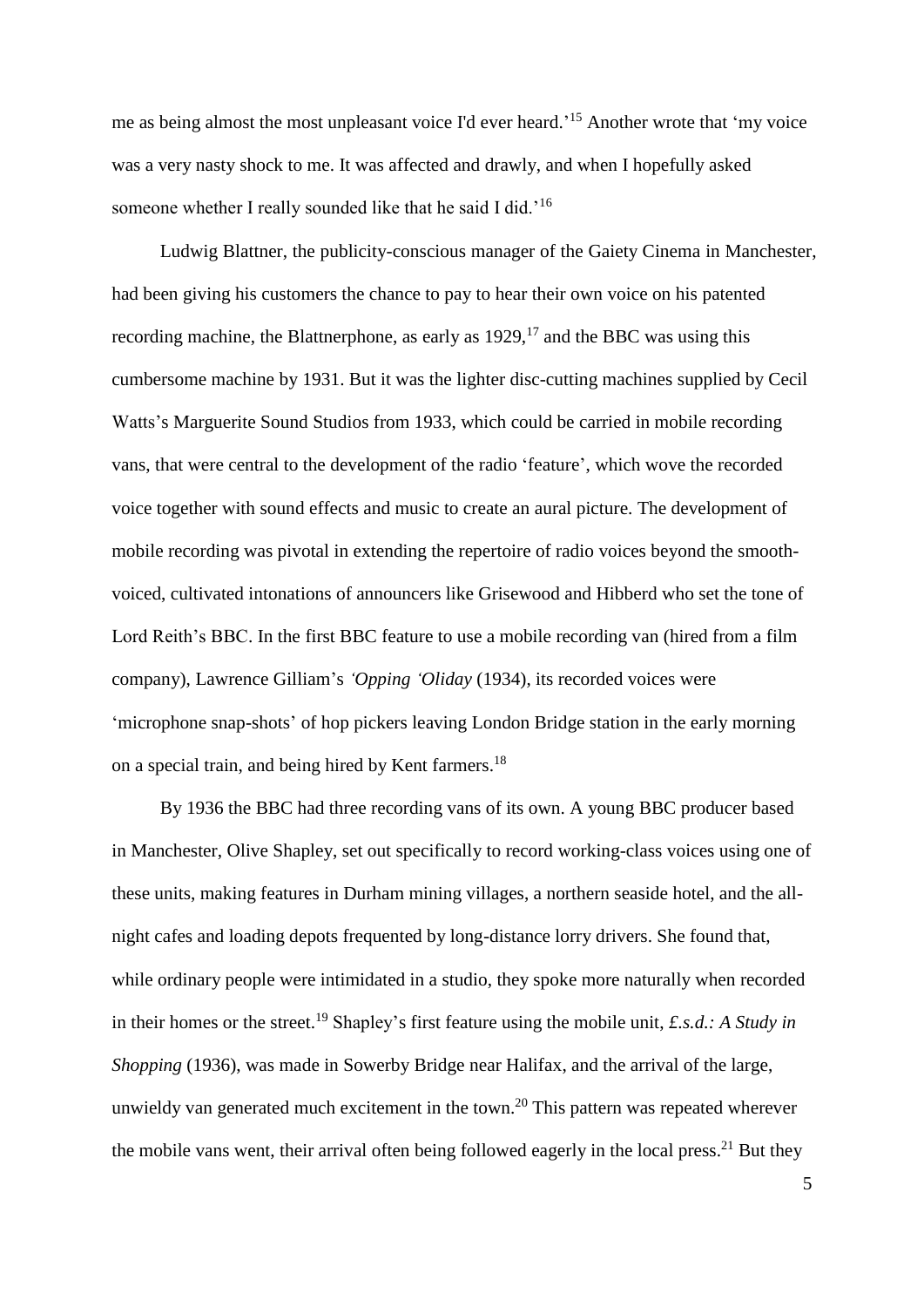me as being almost the most unpleasant voice I'd ever heard.'[15] Another wrote that 'my voice was a very nasty shock to me. It was affected and drawly, and when I hopefully asked someone whether I really sounded like that he said I did.'[16]

Ludwig Blattner, the publicity-conscious manager of the Gaiety Cinema in Manchester, had been giving his customers the chance to pay to hear their own voice on his patented recording machine, the Blattnerphone, as early as 1929,[17] and the BBC was using this cumbersome machine by 1931. But it was the lighter disc-cutting machines supplied by Cecil Watts's Marguerite Sound Studios from 1933, which could be carried in mobile recording vans, that were central to the development of the radio 'feature', which wove the recorded voice together with sound effects and music to create an aural picture. The development of mobile recording was pivotal in extending the repertoire of radio voices beyond the smooth-voiced, cultivated intonations of announcers like Grisewood and Hibberd who set the tone of Lord Reith's BBC. In the first BBC feature to use a mobile recording van (hired from a film company), Lawrence Gilliam's *'Opping 'Oliday* (1934), its recorded voices were 'microphone snap-shots' of hop pickers leaving London Bridge station in the early morning on a special train, and being hired by Kent farmers.[18]

By 1936 the BBC had three recording vans of its own. A young BBC producer based in Manchester, Olive Shapley, set out specifically to record working-class voices using one of these units, making features in Durham mining villages, a northern seaside hotel, and the all-night cafes and loading depots frequented by long-distance lorry drivers. She found that, while ordinary people were intimidated in a studio, they spoke more naturally when recorded in their homes or the street.[19] Shapley's first feature using the mobile unit, *£.s.d.: A Study in Shopping* (1936), was made in Sowerby Bridge near Halifax, and the arrival of the large, unwieldy van generated much excitement in the town.[20] This pattern was repeated wherever the mobile vans went, their arrival often being followed eagerly in the local press.[21] But they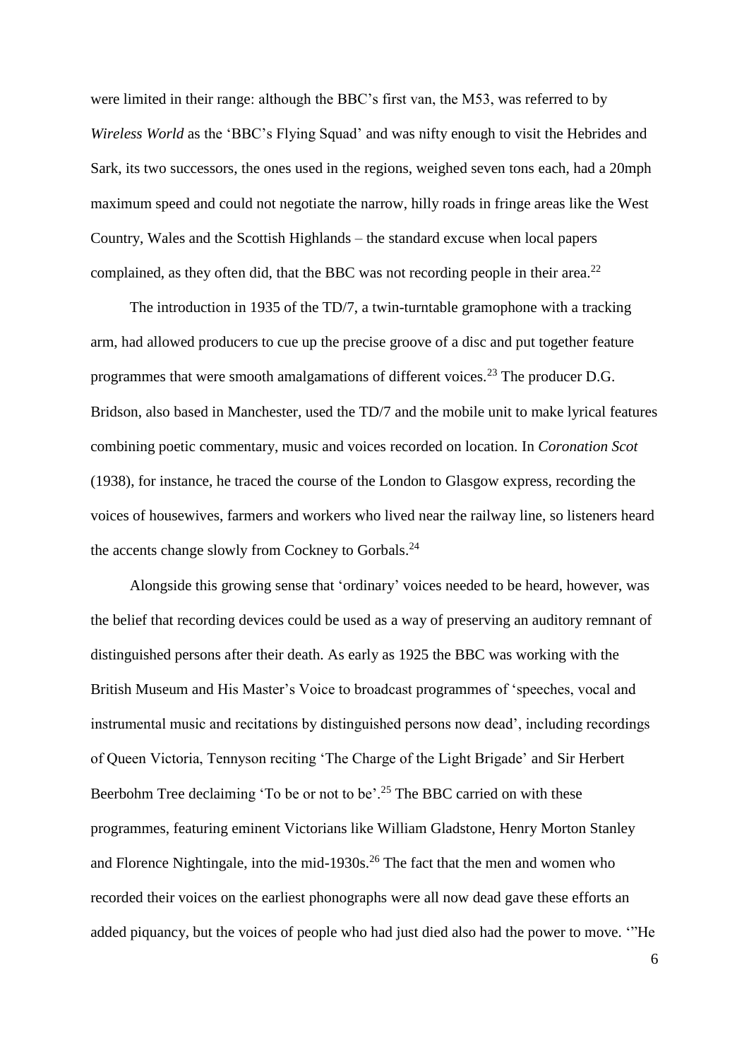were limited in their range: although the BBC's first van, the M53, was referred to by *Wireless World* as the 'BBC's Flying Squad' and was nifty enough to visit the Hebrides and Sark, its two successors, the ones used in the regions, weighed seven tons each, had a 20mph maximum speed and could not negotiate the narrow, hilly roads in fringe areas like the West Country, Wales and the Scottish Highlands – the standard excuse when local papers complained, as they often did, that the BBC was not recording people in their area.[22]

The introduction in 1935 of the TD/7, a twin-turntable gramophone with a tracking arm, had allowed producers to cue up the precise groove of a disc and put together feature programmes that were smooth amalgamations of different voices.[23] The producer D.G. Bridson, also based in Manchester, used the TD/7 and the mobile unit to make lyrical features combining poetic commentary, music and voices recorded on location. In *Coronation Scot* (1938), for instance, he traced the course of the London to Glasgow express, recording the voices of housewives, farmers and workers who lived near the railway line, so listeners heard the accents change slowly from Cockney to Gorbals.[24]

Alongside this growing sense that 'ordinary' voices needed to be heard, however, was the belief that recording devices could be used as a way of preserving an auditory remnant of distinguished persons after their death. As early as 1925 the BBC was working with the British Museum and His Master's Voice to broadcast programmes of 'speeches, vocal and instrumental music and recitations by distinguished persons now dead', including recordings of Queen Victoria, Tennyson reciting 'The Charge of the Light Brigade' and Sir Herbert Beerbohm Tree declaiming 'To be or not to be'.[25] The BBC carried on with these programmes, featuring eminent Victorians like William Gladstone, Henry Morton Stanley and Florence Nightingale, into the mid-1930s.[26] The fact that the men and women who recorded their voices on the earliest phonographs were all now dead gave these efforts an added piquancy, but the voices of people who had just died also had the power to move. '"He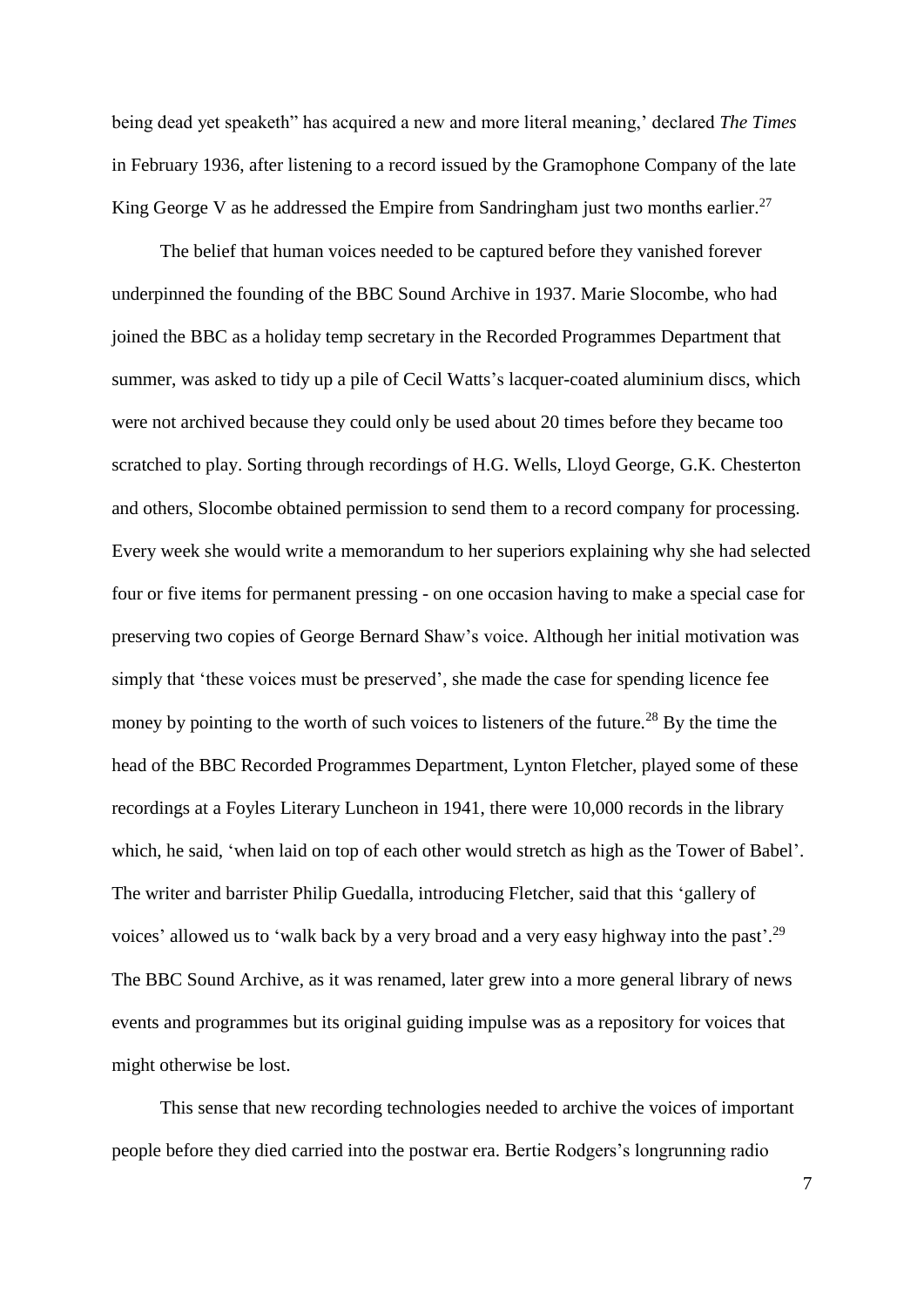being dead yet speaketh" has acquired a new and more literal meaning,' declared *The Times* in February 1936, after listening to a record issued by the Gramophone Company of the late King George V as he addressed the Empire from Sandringham just two months earlier.[27]

The belief that human voices needed to be captured before they vanished forever underpinned the founding of the BBC Sound Archive in 1937. Marie Slocombe, who had joined the BBC as a holiday temp secretary in the Recorded Programmes Department that summer, was asked to tidy up a pile of Cecil Watts's lacquer-coated aluminium discs, which were not archived because they could only be used about 20 times before they became too scratched to play. Sorting through recordings of H.G. Wells, Lloyd George, G.K. Chesterton and others, Slocombe obtained permission to send them to a record company for processing. Every week she would write a memorandum to her superiors explaining why she had selected four or five items for permanent pressing - on one occasion having to make a special case for preserving two copies of George Bernard Shaw's voice. Although her initial motivation was simply that 'these voices must be preserved', she made the case for spending licence fee money by pointing to the worth of such voices to listeners of the future.[28] By the time the head of the BBC Recorded Programmes Department, Lynton Fletcher, played some of these recordings at a Foyles Literary Luncheon in 1941, there were 10,000 records in the library which, he said, 'when laid on top of each other would stretch as high as the Tower of Babel'. The writer and barrister Philip Guedalla, introducing Fletcher, said that this 'gallery of voices' allowed us to 'walk back by a very broad and a very easy highway into the past'.[29] The BBC Sound Archive, as it was renamed, later grew into a more general library of news events and programmes but its original guiding impulse was as a repository for voices that might otherwise be lost.

This sense that new recording technologies needed to archive the voices of important people before they died carried into the postwar era. Bertie Rodgers's longrunning radio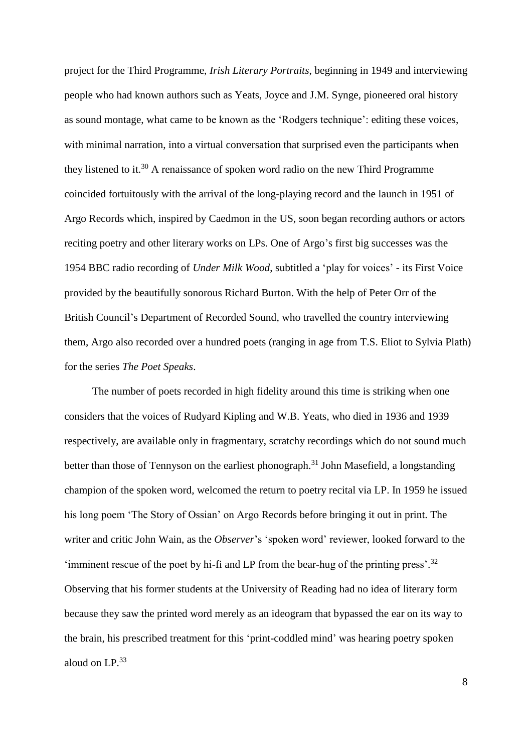project for the Third Programme, *Irish Literary Portraits*, beginning in 1949 and interviewing people who had known authors such as Yeats, Joyce and J.M. Synge, pioneered oral history as sound montage, what came to be known as the 'Rodgers technique': editing these voices, with minimal narration, into a virtual conversation that surprised even the participants when they listened to it.[30] A renaissance of spoken word radio on the new Third Programme coincided fortuitously with the arrival of the long-playing record and the launch in 1951 of Argo Records which, inspired by Caedmon in the US, soon began recording authors or actors reciting poetry and other literary works on LPs. One of Argo's first big successes was the 1954 BBC radio recording of *Under Milk Wood*, subtitled a 'play for voices' - its First Voice provided by the beautifully sonorous Richard Burton. With the help of Peter Orr of the British Council's Department of Recorded Sound, who travelled the country interviewing them, Argo also recorded over a hundred poets (ranging in age from T.S. Eliot to Sylvia Plath) for the series *The Poet Speaks*.

The number of poets recorded in high fidelity around this time is striking when one considers that the voices of Rudyard Kipling and W.B. Yeats, who died in 1936 and 1939 respectively, are available only in fragmentary, scratchy recordings which do not sound much better than those of Tennyson on the earliest phonograph.[31] John Masefield, a longstanding champion of the spoken word, welcomed the return to poetry recital via LP. In 1959 he issued his long poem 'The Story of Ossian' on Argo Records before bringing it out in print. The writer and critic John Wain, as the *Observer*'s 'spoken word' reviewer, looked forward to the 'imminent rescue of the poet by hi-fi and LP from the bear-hug of the printing press'.[32] Observing that his former students at the University of Reading had no idea of literary form because they saw the printed word merely as an ideogram that bypassed the ear on its way to the brain, his prescribed treatment for this 'print-coddled mind' was hearing poetry spoken aloud on LP.[33]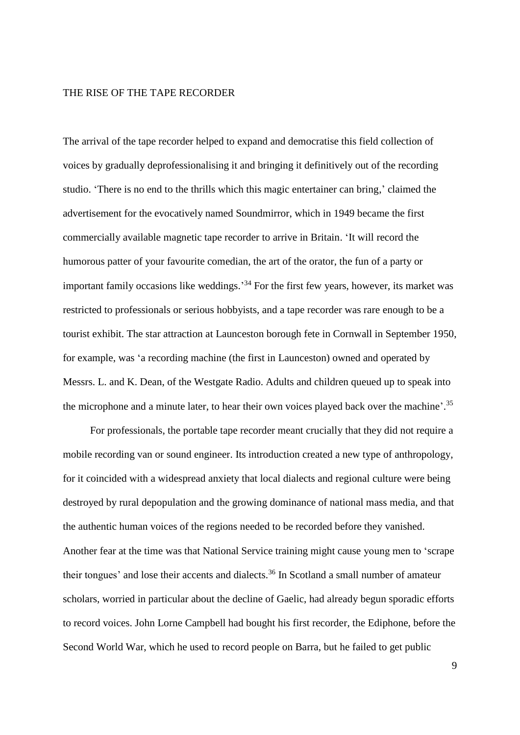## THE RISE OF THE TAPE RECORDER

The arrival of the tape recorder helped to expand and democratise this field collection of voices by gradually deprofessionalising it and bringing it definitively out of the recording studio. 'There is no end to the thrills which this magic entertainer can bring,' claimed the advertisement for the evocatively named Soundmirror, which in 1949 became the first commercially available magnetic tape recorder to arrive in Britain. 'It will record the humorous patter of your favourite comedian, the art of the orator, the fun of a party or important family occasions like weddings.'[34] For the first few years, however, its market was restricted to professionals or serious hobbyists, and a tape recorder was rare enough to be a tourist exhibit. The star attraction at Launceston borough fete in Cornwall in September 1950, for example, was 'a recording machine (the first in Launceston) owned and operated by Messrs. L. and K. Dean, of the Westgate Radio. Adults and children queued up to speak into the microphone and a minute later, to hear their own voices played back over the machine'.[35]

For professionals, the portable tape recorder meant crucially that they did not require a mobile recording van or sound engineer. Its introduction created a new type of anthropology, for it coincided with a widespread anxiety that local dialects and regional culture were being destroyed by rural depopulation and the growing dominance of national mass media, and that the authentic human voices of the regions needed to be recorded before they vanished. Another fear at the time was that National Service training might cause young men to 'scrape their tongues' and lose their accents and dialects.[36] In Scotland a small number of amateur scholars, worried in particular about the decline of Gaelic, had already begun sporadic efforts to record voices. John Lorne Campbell had bought his first recorder, the Ediphone, before the Second World War, which he used to record people on Barra, but he failed to get public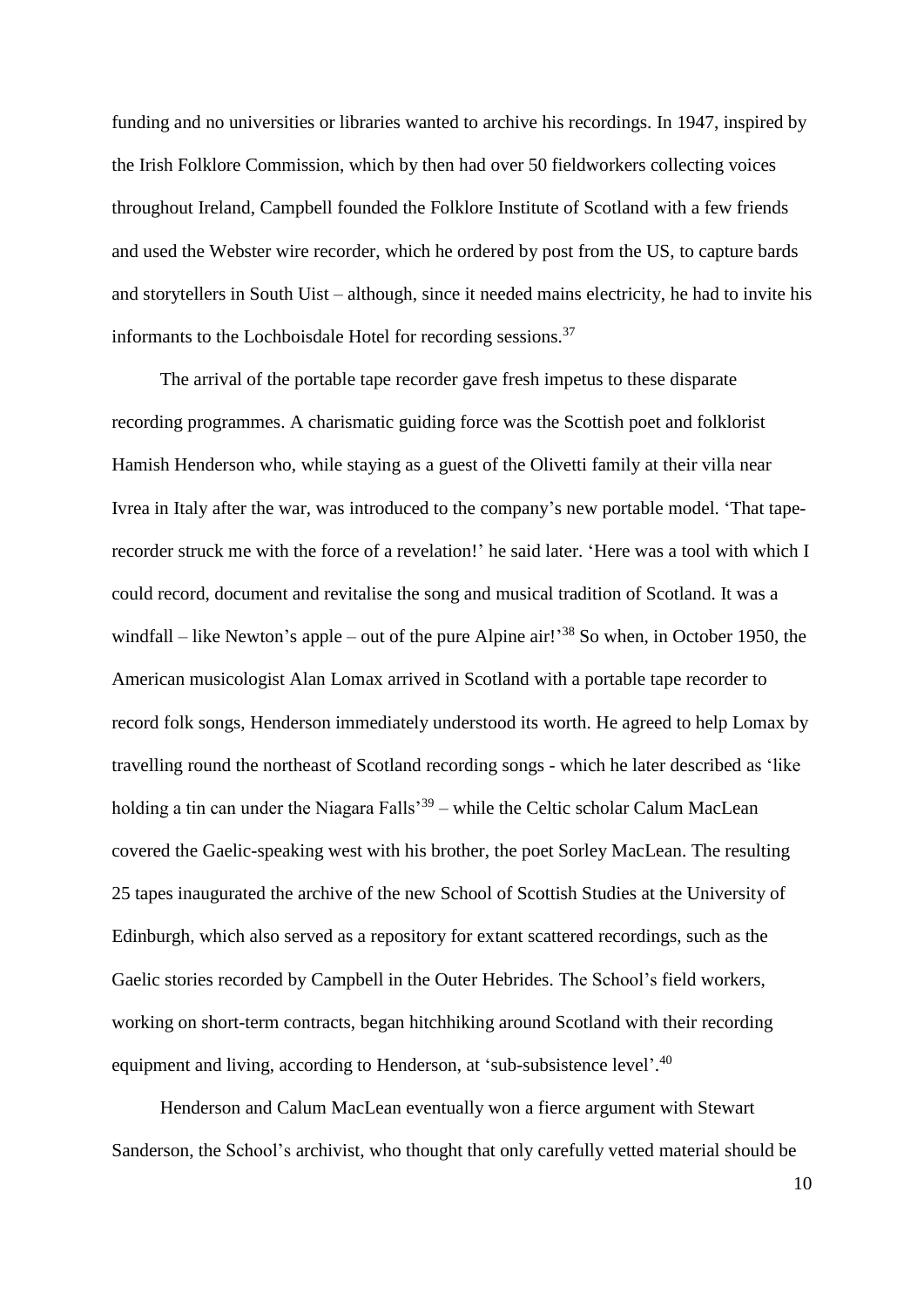funding and no universities or libraries wanted to archive his recordings. In 1947, inspired by the Irish Folklore Commission, which by then had over 50 fieldworkers collecting voices throughout Ireland, Campbell founded the Folklore Institute of Scotland with a few friends and used the Webster wire recorder, which he ordered by post from the US, to capture bards and storytellers in South Uist – although, since it needed mains electricity, he had to invite his informants to the Lochboisdale Hotel for recording sessions.[37]

The arrival of the portable tape recorder gave fresh impetus to these disparate recording programmes. A charismatic guiding force was the Scottish poet and folklorist Hamish Henderson who, while staying as a guest of the Olivetti family at their villa near Ivrea in Italy after the war, was introduced to the company's new portable model. 'That tape-recorder struck me with the force of a revelation!' he said later. 'Here was a tool with which I could record, document and revitalise the song and musical tradition of Scotland. It was a windfall – like Newton's apple – out of the pure Alpine air!'[38] So when, in October 1950, the American musicologist Alan Lomax arrived in Scotland with a portable tape recorder to record folk songs, Henderson immediately understood its worth. He agreed to help Lomax by travelling round the northeast of Scotland recording songs - which he later described as 'like holding a tin can under the Niagara Falls'[39] – while the Celtic scholar Calum MacLean covered the Gaelic-speaking west with his brother, the poet Sorley MacLean. The resulting 25 tapes inaugurated the archive of the new School of Scottish Studies at the University of Edinburgh, which also served as a repository for extant scattered recordings, such as the Gaelic stories recorded by Campbell in the Outer Hebrides. The School's field workers, working on short-term contracts, began hitchhiking around Scotland with their recording equipment and living, according to Henderson, at 'sub-subsistence level'.[40]

Henderson and Calum MacLean eventually won a fierce argument with Stewart Sanderson, the School's archivist, who thought that only carefully vetted material should be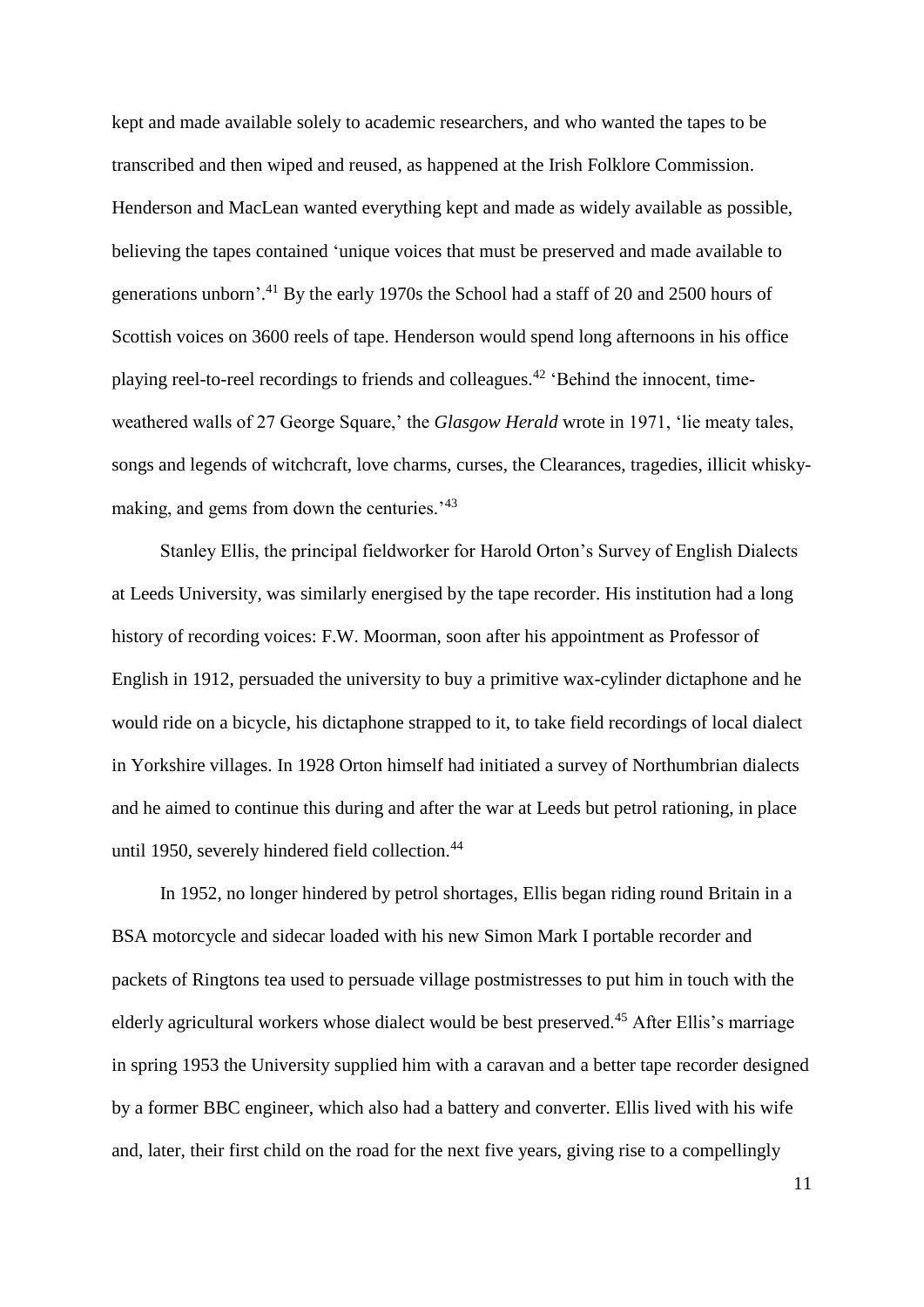kept and made available solely to academic researchers, and who wanted the tapes to be transcribed and then wiped and reused, as happened at the Irish Folklore Commission. Henderson and MacLean wanted everything kept and made as widely available as possible, believing the tapes contained 'unique voices that must be preserved and made available to generations unborn'.[41] By the early 1970s the School had a staff of 20 and 2500 hours of Scottish voices on 3600 reels of tape. Henderson would spend long afternoons in his office playing reel-to-reel recordings to friends and colleagues.[42] 'Behind the innocent, time-weathered walls of 27 George Square,' the *Glasgow Herald* wrote in 1971, 'lie meaty tales, songs and legends of witchcraft, love charms, curses, the Clearances, tragedies, illicit whisky-making, and gems from down the centuries.'[43]

Stanley Ellis, the principal fieldworker for Harold Orton's Survey of English Dialects at Leeds University, was similarly energised by the tape recorder. His institution had a long history of recording voices: F.W. Moorman, soon after his appointment as Professor of English in 1912, persuaded the university to buy a primitive wax-cylinder dictaphone and he would ride on a bicycle, his dictaphone strapped to it, to take field recordings of local dialect in Yorkshire villages. In 1928 Orton himself had initiated a survey of Northumbrian dialects and he aimed to continue this during and after the war at Leeds but petrol rationing, in place until 1950, severely hindered field collection.[44]

In 1952, no longer hindered by petrol shortages, Ellis began riding round Britain in a BSA motorcycle and sidecar loaded with his new Simon Mark I portable recorder and packets of Ringtons tea used to persuade village postmistresses to put him in touch with the elderly agricultural workers whose dialect would be best preserved.[45] After Ellis's marriage in spring 1953 the University supplied him with a caravan and a better tape recorder designed by a former BBC engineer, which also had a battery and converter. Ellis lived with his wife and, later, their first child on the road for the next five years, giving rise to a compellingly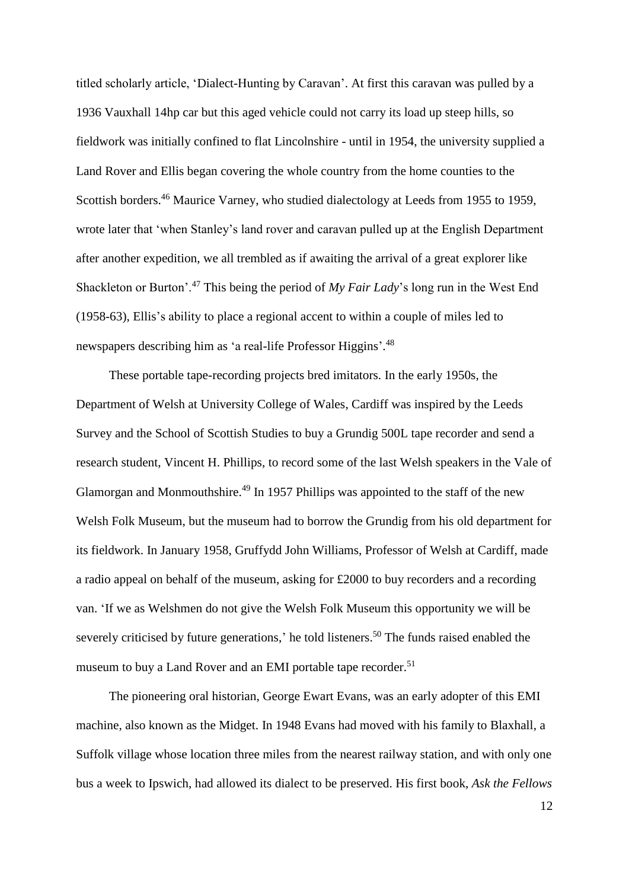titled scholarly article, 'Dialect-Hunting by Caravan'. At first this caravan was pulled by a 1936 Vauxhall 14hp car but this aged vehicle could not carry its load up steep hills, so fieldwork was initially confined to flat Lincolnshire - until in 1954, the university supplied a Land Rover and Ellis began covering the whole country from the home counties to the Scottish borders.[46] Maurice Varney, who studied dialectology at Leeds from 1955 to 1959, wrote later that 'when Stanley's land rover and caravan pulled up at the English Department after another expedition, we all trembled as if awaiting the arrival of a great explorer like Shackleton or Burton'.[47] This being the period of *My Fair Lady*'s long run in the West End (1958-63), Ellis's ability to place a regional accent to within a couple of miles led to newspapers describing him as 'a real-life Professor Higgins'.[48]

These portable tape-recording projects bred imitators. In the early 1950s, the Department of Welsh at University College of Wales, Cardiff was inspired by the Leeds Survey and the School of Scottish Studies to buy a Grundig 500L tape recorder and send a research student, Vincent H. Phillips, to record some of the last Welsh speakers in the Vale of Glamorgan and Monmouthshire.[49] In 1957 Phillips was appointed to the staff of the new Welsh Folk Museum, but the museum had to borrow the Grundig from his old department for its fieldwork. In January 1958, Gruffydd John Williams, Professor of Welsh at Cardiff, made a radio appeal on behalf of the museum, asking for £2000 to buy recorders and a recording van. 'If we as Welshmen do not give the Welsh Folk Museum this opportunity we will be severely criticised by future generations,' he told listeners.[50] The funds raised enabled the museum to buy a Land Rover and an EMI portable tape recorder.[51]

The pioneering oral historian, George Ewart Evans, was an early adopter of this EMI machine, also known as the Midget. In 1948 Evans had moved with his family to Blaxhall, a Suffolk village whose location three miles from the nearest railway station, and with only one bus a week to Ipswich, had allowed its dialect to be preserved. His first book, *Ask the Fellows*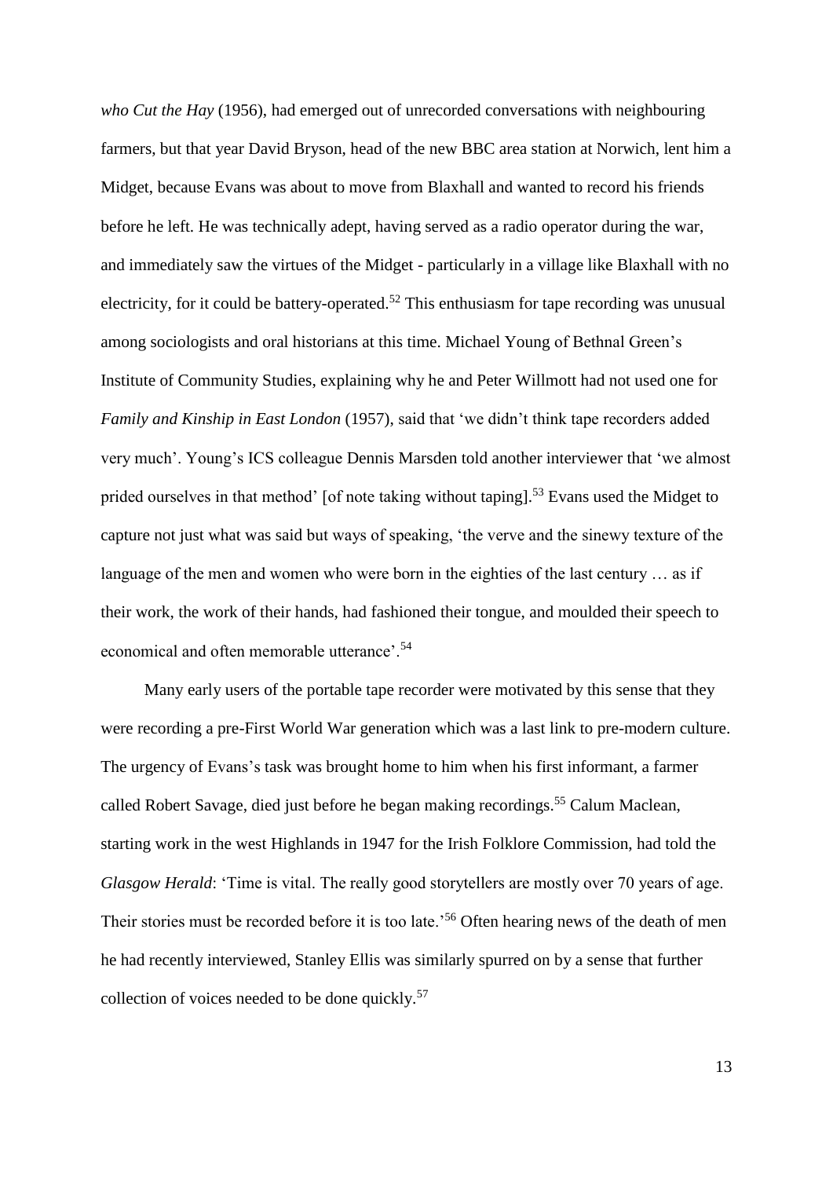*who Cut the Hay* (1956), had emerged out of unrecorded conversations with neighbouring farmers, but that year David Bryson, head of the new BBC area station at Norwich, lent him a Midget, because Evans was about to move from Blaxhall and wanted to record his friends before he left. He was technically adept, having served as a radio operator during the war, and immediately saw the virtues of the Midget - particularly in a village like Blaxhall with no electricity, for it could be battery-operated.[52] This enthusiasm for tape recording was unusual among sociologists and oral historians at this time. Michael Young of Bethnal Green's Institute of Community Studies, explaining why he and Peter Willmott had not used one for *Family and Kinship in East London* (1957), said that 'we didn't think tape recorders added very much'. Young's ICS colleague Dennis Marsden told another interviewer that 'we almost prided ourselves in that method' [of note taking without taping].[53] Evans used the Midget to capture not just what was said but ways of speaking, 'the verve and the sinewy texture of the language of the men and women who were born in the eighties of the last century … as if their work, the work of their hands, had fashioned their tongue, and moulded their speech to economical and often memorable utterance'.[54]

Many early users of the portable tape recorder were motivated by this sense that they were recording a pre-First World War generation which was a last link to pre-modern culture. The urgency of Evans's task was brought home to him when his first informant, a farmer called Robert Savage, died just before he began making recordings.[55] Calum Maclean, starting work in the west Highlands in 1947 for the Irish Folklore Commission, had told the *Glasgow Herald*: 'Time is vital. The really good storytellers are mostly over 70 years of age. Their stories must be recorded before it is too late.'[56] Often hearing news of the death of men he had recently interviewed, Stanley Ellis was similarly spurred on by a sense that further collection of voices needed to be done quickly.[57]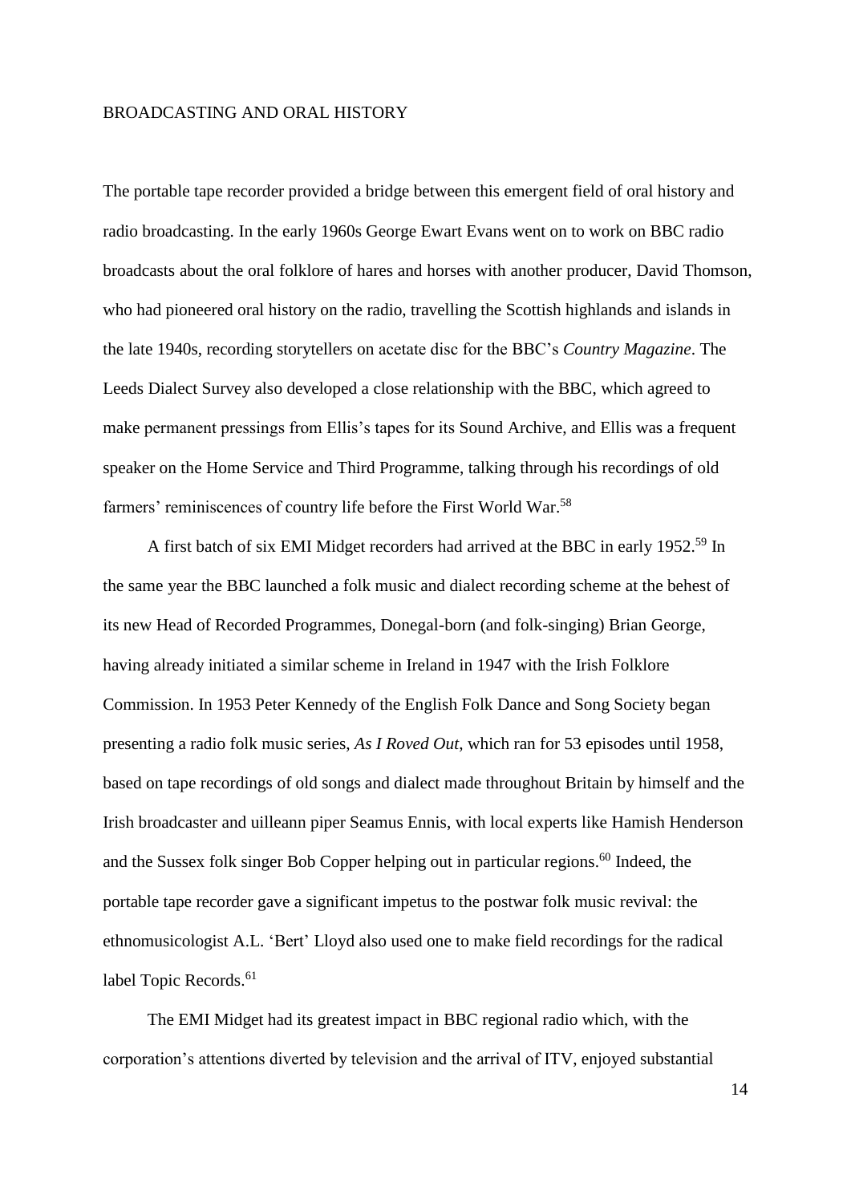## BROADCASTING AND ORAL HISTORY

The portable tape recorder provided a bridge between this emergent field of oral history and radio broadcasting. In the early 1960s George Ewart Evans went on to work on BBC radio broadcasts about the oral folklore of hares and horses with another producer, David Thomson, who had pioneered oral history on the radio, travelling the Scottish highlands and islands in the late 1940s, recording storytellers on acetate disc for the BBC's *Country Magazine*. The Leeds Dialect Survey also developed a close relationship with the BBC, which agreed to make permanent pressings from Ellis's tapes for its Sound Archive, and Ellis was a frequent speaker on the Home Service and Third Programme, talking through his recordings of old farmers' reminiscences of country life before the First World War.[58]

A first batch of six EMI Midget recorders had arrived at the BBC in early 1952.[59] In the same year the BBC launched a folk music and dialect recording scheme at the behest of its new Head of Recorded Programmes, Donegal-born (and folk-singing) Brian George, having already initiated a similar scheme in Ireland in 1947 with the Irish Folklore Commission. In 1953 Peter Kennedy of the English Folk Dance and Song Society began presenting a radio folk music series, *As I Roved Out*, which ran for 53 episodes until 1958, based on tape recordings of old songs and dialect made throughout Britain by himself and the Irish broadcaster and uilleann piper Seamus Ennis, with local experts like Hamish Henderson and the Sussex folk singer Bob Copper helping out in particular regions.[60] Indeed, the portable tape recorder gave a significant impetus to the postwar folk music revival: the ethnomusicologist A.L. 'Bert' Lloyd also used one to make field recordings for the radical label Topic Records.[61]

The EMI Midget had its greatest impact in BBC regional radio which, with the corporation's attentions diverted by television and the arrival of ITV, enjoyed substantial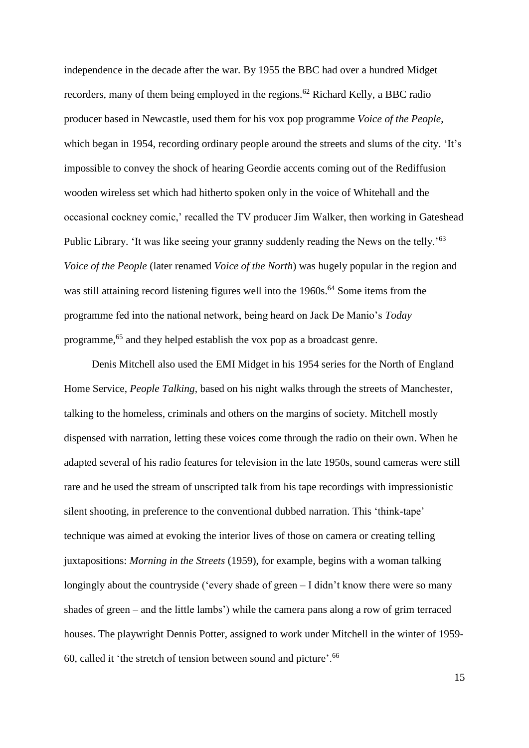independence in the decade after the war. By 1955 the BBC had over a hundred Midget recorders, many of them being employed in the regions.[62] Richard Kelly, a BBC radio producer based in Newcastle, used them for his vox pop programme *Voice of the People*, which began in 1954, recording ordinary people around the streets and slums of the city. 'It's impossible to convey the shock of hearing Geordie accents coming out of the Rediffusion wooden wireless set which had hitherto spoken only in the voice of Whitehall and the occasional cockney comic,' recalled the TV producer Jim Walker, then working in Gateshead Public Library. 'It was like seeing your granny suddenly reading the News on the telly.'[63] *Voice of the People* (later renamed *Voice of the North*) was hugely popular in the region and was still attaining record listening figures well into the 1960s.[64] Some items from the programme fed into the national network, being heard on Jack De Manio's *Today* programme,[65] and they helped establish the vox pop as a broadcast genre.

Denis Mitchell also used the EMI Midget in his 1954 series for the North of England Home Service, *People Talking*, based on his night walks through the streets of Manchester, talking to the homeless, criminals and others on the margins of society. Mitchell mostly dispensed with narration, letting these voices come through the radio on their own. When he adapted several of his radio features for television in the late 1950s, sound cameras were still rare and he used the stream of unscripted talk from his tape recordings with impressionistic silent shooting, in preference to the conventional dubbed narration. This 'think-tape' technique was aimed at evoking the interior lives of those on camera or creating telling juxtapositions: *Morning in the Streets* (1959), for example, begins with a woman talking longingly about the countryside ('every shade of green – I didn't know there were so many shades of green – and the little lambs') while the camera pans along a row of grim terraced houses. The playwright Dennis Potter, assigned to work under Mitchell in the winter of 1959-60, called it 'the stretch of tension between sound and picture'.[66]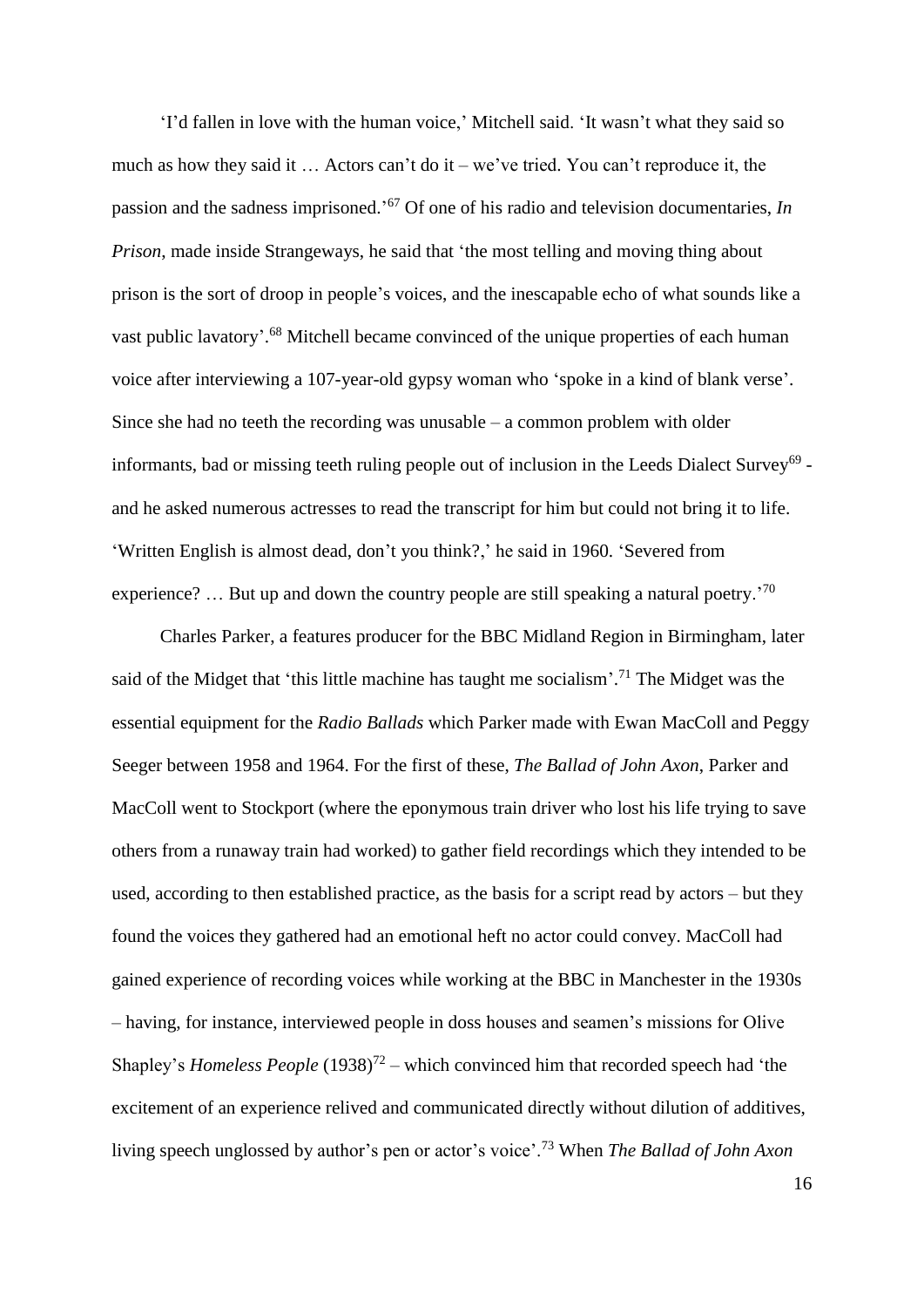'I'd fallen in love with the human voice,' Mitchell said. 'It wasn't what they said so much as how they said it … Actors can't do it – we've tried. You can't reproduce it, the passion and the sadness imprisoned.'[67] Of one of his radio and television documentaries, *In Prison,* made inside Strangeways, he said that 'the most telling and moving thing about prison is the sort of droop in people's voices, and the inescapable echo of what sounds like a vast public lavatory'.[68] Mitchell became convinced of the unique properties of each human voice after interviewing a 107-year-old gypsy woman who 'spoke in a kind of blank verse'. Since she had no teeth the recording was unusable – a common problem with older informants, bad or missing teeth ruling people out of inclusion in the Leeds Dialect Survey[69] - and he asked numerous actresses to read the transcript for him but could not bring it to life. 'Written English is almost dead, don't you think?,' he said in 1960. 'Severed from experience? … But up and down the country people are still speaking a natural poetry.'[70]

Charles Parker, a features producer for the BBC Midland Region in Birmingham, later said of the Midget that 'this little machine has taught me socialism'.[71] The Midget was the essential equipment for the *Radio Ballads* which Parker made with Ewan MacColl and Peggy Seeger between 1958 and 1964. For the first of these, *The Ballad of John Axon*, Parker and MacColl went to Stockport (where the eponymous train driver who lost his life trying to save others from a runaway train had worked) to gather field recordings which they intended to be used, according to then established practice, as the basis for a script read by actors – but they found the voices they gathered had an emotional heft no actor could convey. MacColl had gained experience of recording voices while working at the BBC in Manchester in the 1930s – having, for instance, interviewed people in doss houses and seamen's missions for Olive Shapley's *Homeless People* (1938)[72] – which convinced him that recorded speech had 'the excitement of an experience relived and communicated directly without dilution of additives, living speech unglossed by author's pen or actor's voice'.[73] When *The Ballad of John Axon*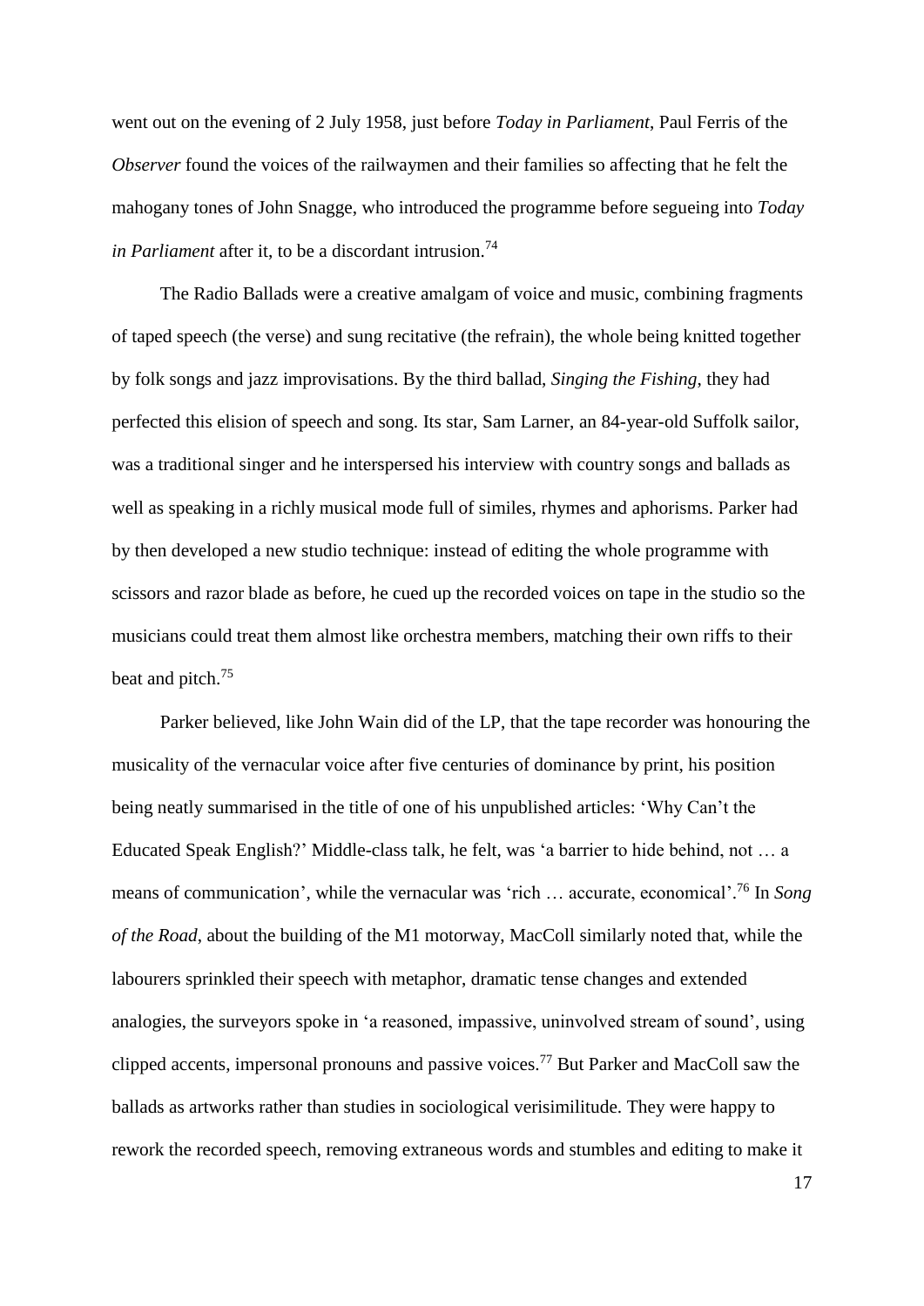went out on the evening of 2 July 1958, just before *Today in Parliament*, Paul Ferris of the *Observer* found the voices of the railwaymen and their families so affecting that he felt the mahogany tones of John Snagge, who introduced the programme before segueing into *Today in Parliament* after it, to be a discordant intrusion.[74]

The Radio Ballads were a creative amalgam of voice and music, combining fragments of taped speech (the verse) and sung recitative (the refrain), the whole being knitted together by folk songs and jazz improvisations. By the third ballad, *Singing the Fishing*, they had perfected this elision of speech and song. Its star, Sam Larner, an 84-year-old Suffolk sailor, was a traditional singer and he interspersed his interview with country songs and ballads as well as speaking in a richly musical mode full of similes, rhymes and aphorisms. Parker had by then developed a new studio technique: instead of editing the whole programme with scissors and razor blade as before, he cued up the recorded voices on tape in the studio so the musicians could treat them almost like orchestra members, matching their own riffs to their beat and pitch.[75]

Parker believed, like John Wain did of the LP, that the tape recorder was honouring the musicality of the vernacular voice after five centuries of dominance by print, his position being neatly summarised in the title of one of his unpublished articles: 'Why Can't the Educated Speak English?' Middle-class talk, he felt, was 'a barrier to hide behind, not … a means of communication', while the vernacular was 'rich … accurate, economical'.[76] In *Song of the Road*, about the building of the M1 motorway, MacColl similarly noted that, while the labourers sprinkled their speech with metaphor, dramatic tense changes and extended analogies, the surveyors spoke in 'a reasoned, impassive, uninvolved stream of sound', using clipped accents, impersonal pronouns and passive voices.[77] But Parker and MacColl saw the ballads as artworks rather than studies in sociological verisimilitude. They were happy to rework the recorded speech, removing extraneous words and stumbles and editing to make it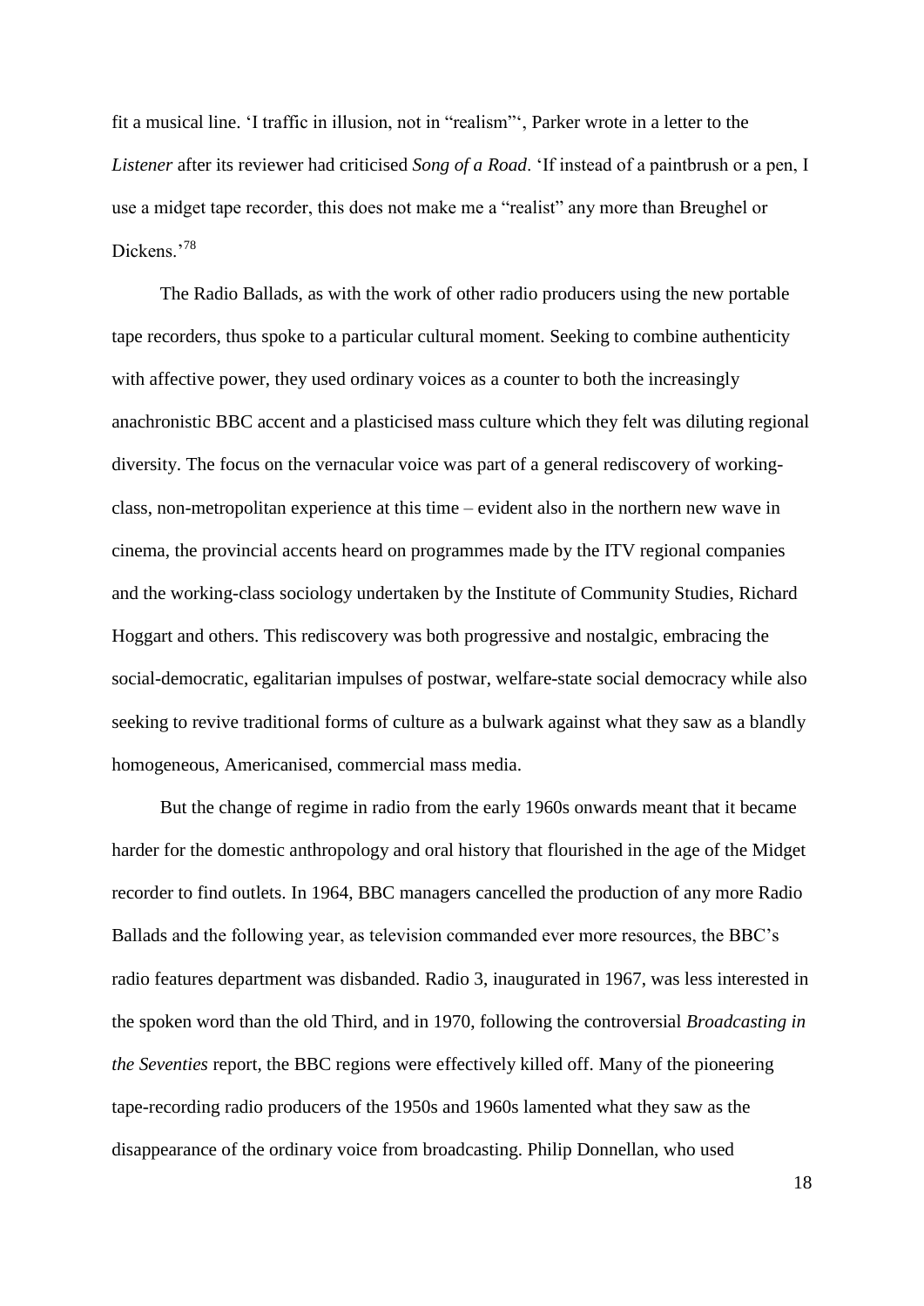fit a musical line. 'I traffic in illusion, not in "realism"', Parker wrote in a letter to the *Listener* after its reviewer had criticised *Song of a Road*. 'If instead of a paintbrush or a pen, I use a midget tape recorder, this does not make me a "realist" any more than Breughel or Dickens.'[78]

The Radio Ballads, as with the work of other radio producers using the new portable tape recorders, thus spoke to a particular cultural moment. Seeking to combine authenticity with affective power, they used ordinary voices as a counter to both the increasingly anachronistic BBC accent and a plasticised mass culture which they felt was diluting regional diversity. The focus on the vernacular voice was part of a general rediscovery of working-class, non-metropolitan experience at this time – evident also in the northern new wave in cinema, the provincial accents heard on programmes made by the ITV regional companies and the working-class sociology undertaken by the Institute of Community Studies, Richard Hoggart and others. This rediscovery was both progressive and nostalgic, embracing the social-democratic, egalitarian impulses of postwar, welfare-state social democracy while also seeking to revive traditional forms of culture as a bulwark against what they saw as a blandly homogeneous, Americanised, commercial mass media.

But the change of regime in radio from the early 1960s onwards meant that it became harder for the domestic anthropology and oral history that flourished in the age of the Midget recorder to find outlets. In 1964, BBC managers cancelled the production of any more Radio Ballads and the following year, as television commanded ever more resources, the BBC's radio features department was disbanded. Radio 3, inaugurated in 1967, was less interested in the spoken word than the old Third, and in 1970, following the controversial *Broadcasting in the Seventies* report, the BBC regions were effectively killed off. Many of the pioneering tape-recording radio producers of the 1950s and 1960s lamented what they saw as the disappearance of the ordinary voice from broadcasting. Philip Donnellan, who used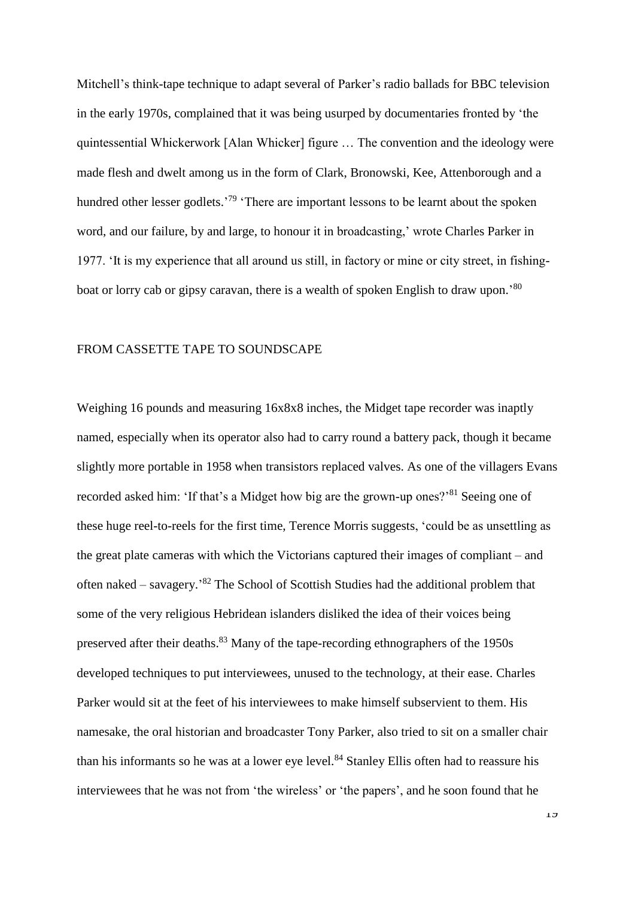Mitchell's think-tape technique to adapt several of Parker's radio ballads for BBC television in the early 1970s, complained that it was being usurped by documentaries fronted by 'the quintessential Whickerwork [Alan Whicker] figure … The convention and the ideology were made flesh and dwelt among us in the form of Clark, Bronowski, Kee, Attenborough and a hundred other lesser godlets.'[79] 'There are important lessons to be learnt about the spoken word, and our failure, by and large, to honour it in broadcasting,' wrote Charles Parker in 1977. 'It is my experience that all around us still, in factory or mine or city street, in fishing-boat or lorry cab or gipsy caravan, there is a wealth of spoken English to draw upon.'[80]

## FROM CASSETTE TAPE TO SOUNDSCAPE

Weighing 16 pounds and measuring 16x8x8 inches, the Midget tape recorder was inaptly named, especially when its operator also had to carry round a battery pack, though it became slightly more portable in 1958 when transistors replaced valves. As one of the villagers Evans recorded asked him: 'If that's a Midget how big are the grown-up ones?'[81] Seeing one of these huge reel-to-reels for the first time, Terence Morris suggests, 'could be as unsettling as the great plate cameras with which the Victorians captured their images of compliant – and often naked – savagery.'[82] The School of Scottish Studies had the additional problem that some of the very religious Hebridean islanders disliked the idea of their voices being preserved after their deaths.[83] Many of the tape-recording ethnographers of the 1950s developed techniques to put interviewees, unused to the technology, at their ease. Charles Parker would sit at the feet of his interviewees to make himself subservient to them. His namesake, the oral historian and broadcaster Tony Parker, also tried to sit on a smaller chair than his informants so he was at a lower eye level.[84] Stanley Ellis often had to reassure his interviewees that he was not from 'the wireless' or 'the papers', and he soon found that he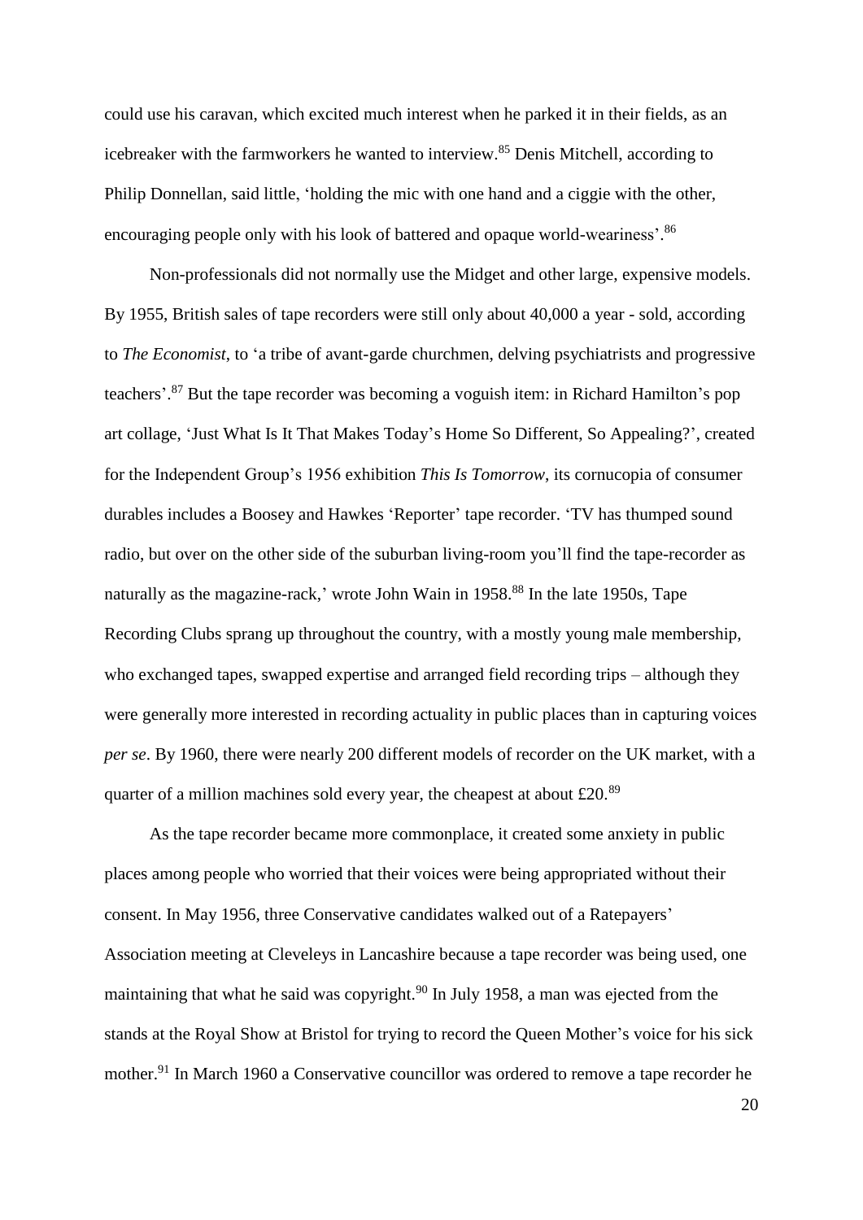could use his caravan, which excited much interest when he parked it in their fields, as an icebreaker with the farmworkers he wanted to interview.[85] Denis Mitchell, according to Philip Donnellan, said little, 'holding the mic with one hand and a ciggie with the other, encouraging people only with his look of battered and opaque world-weariness'.[86]

Non-professionals did not normally use the Midget and other large, expensive models. By 1955, British sales of tape recorders were still only about 40,000 a year - sold, according to *The Economist*, to 'a tribe of avant-garde churchmen, delving psychiatrists and progressive teachers'.[87] But the tape recorder was becoming a voguish item: in Richard Hamilton's pop art collage, 'Just What Is It That Makes Today's Home So Different, So Appealing?', created for the Independent Group's 1956 exhibition *This Is Tomorrow*, its cornucopia of consumer durables includes a Boosey and Hawkes 'Reporter' tape recorder. 'TV has thumped sound radio, but over on the other side of the suburban living-room you'll find the tape-recorder as naturally as the magazine-rack,' wrote John Wain in 1958.[88] In the late 1950s, Tape Recording Clubs sprang up throughout the country, with a mostly young male membership, who exchanged tapes, swapped expertise and arranged field recording trips – although they were generally more interested in recording actuality in public places than in capturing voices *per se*. By 1960, there were nearly 200 different models of recorder on the UK market, with a quarter of a million machines sold every year, the cheapest at about £20.[89]

As the tape recorder became more commonplace, it created some anxiety in public places among people who worried that their voices were being appropriated without their consent. In May 1956, three Conservative candidates walked out of a Ratepayers' Association meeting at Cleveleys in Lancashire because a tape recorder was being used, one maintaining that what he said was copyright.[90] In July 1958, a man was ejected from the stands at the Royal Show at Bristol for trying to record the Queen Mother's voice for his sick mother.[91] In March 1960 a Conservative councillor was ordered to remove a tape recorder he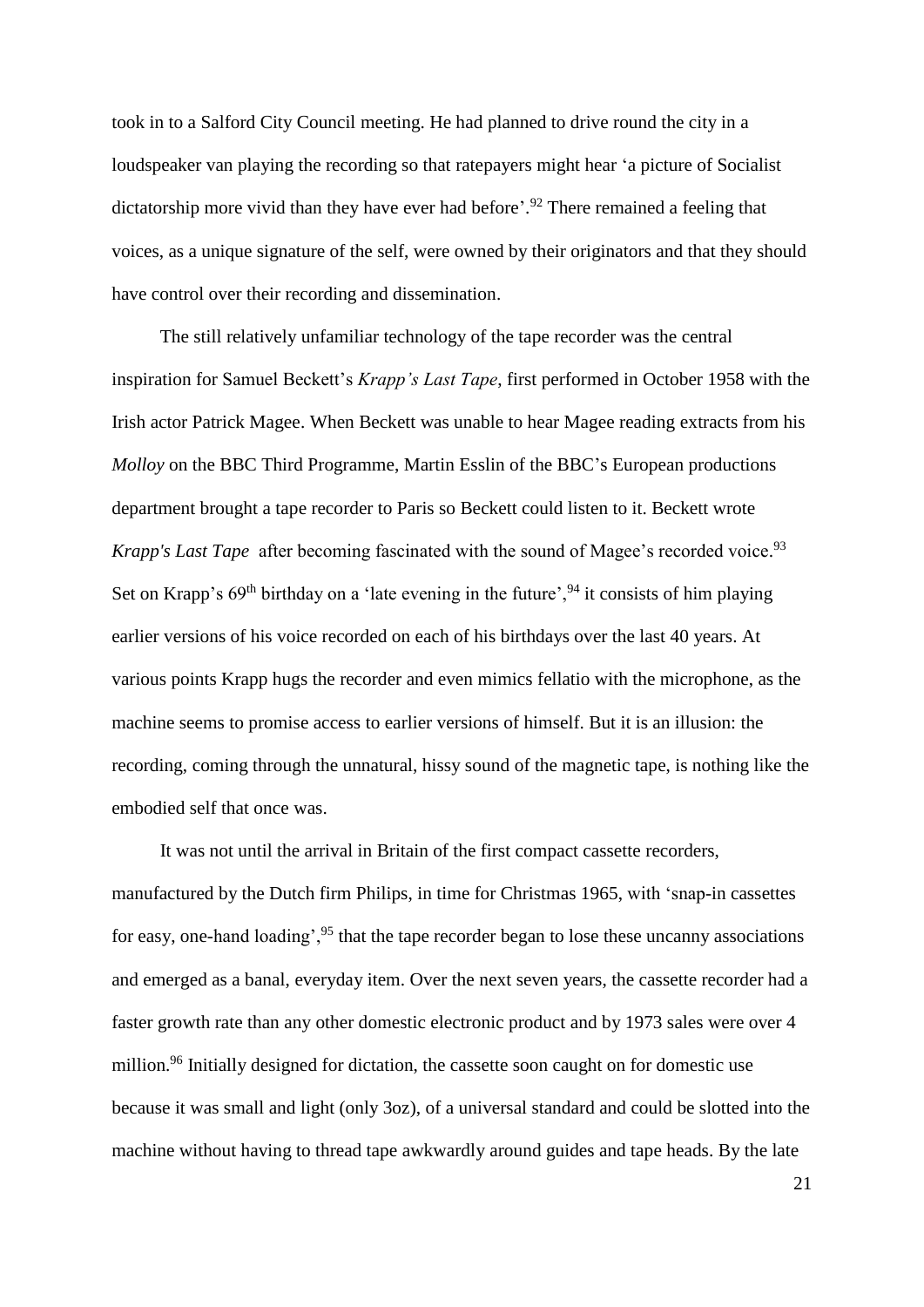took in to a Salford City Council meeting. He had planned to drive round the city in a loudspeaker van playing the recording so that ratepayers might hear 'a picture of Socialist dictatorship more vivid than they have ever had before'.[92] There remained a feeling that voices, as a unique signature of the self, were owned by their originators and that they should have control over their recording and dissemination.

The still relatively unfamiliar technology of the tape recorder was the central inspiration for Samuel Beckett's *Krapp's Last Tape*, first performed in October 1958 with the Irish actor Patrick Magee. When Beckett was unable to hear Magee reading extracts from his *Molloy* on the BBC Third Programme, Martin Esslin of the BBC's European productions department brought a tape recorder to Paris so Beckett could listen to it. Beckett wrote *Krapp's Last Tape* after becoming fascinated with the sound of Magee's recorded voice.[93] Set on Krapp's 69th birthday on a 'late evening in the future',[94] it consists of him playing earlier versions of his voice recorded on each of his birthdays over the last 40 years. At various points Krapp hugs the recorder and even mimics fellatio with the microphone, as the machine seems to promise access to earlier versions of himself. But it is an illusion: the recording, coming through the unnatural, hissy sound of the magnetic tape, is nothing like the embodied self that once was.

It was not until the arrival in Britain of the first compact cassette recorders, manufactured by the Dutch firm Philips, in time for Christmas 1965, with 'snap-in cassettes for easy, one-hand loading',[95] that the tape recorder began to lose these uncanny associations and emerged as a banal, everyday item. Over the next seven years, the cassette recorder had a faster growth rate than any other domestic electronic product and by 1973 sales were over 4 million.[96] Initially designed for dictation, the cassette soon caught on for domestic use because it was small and light (only 3oz), of a universal standard and could be slotted into the machine without having to thread tape awkwardly around guides and tape heads. By the late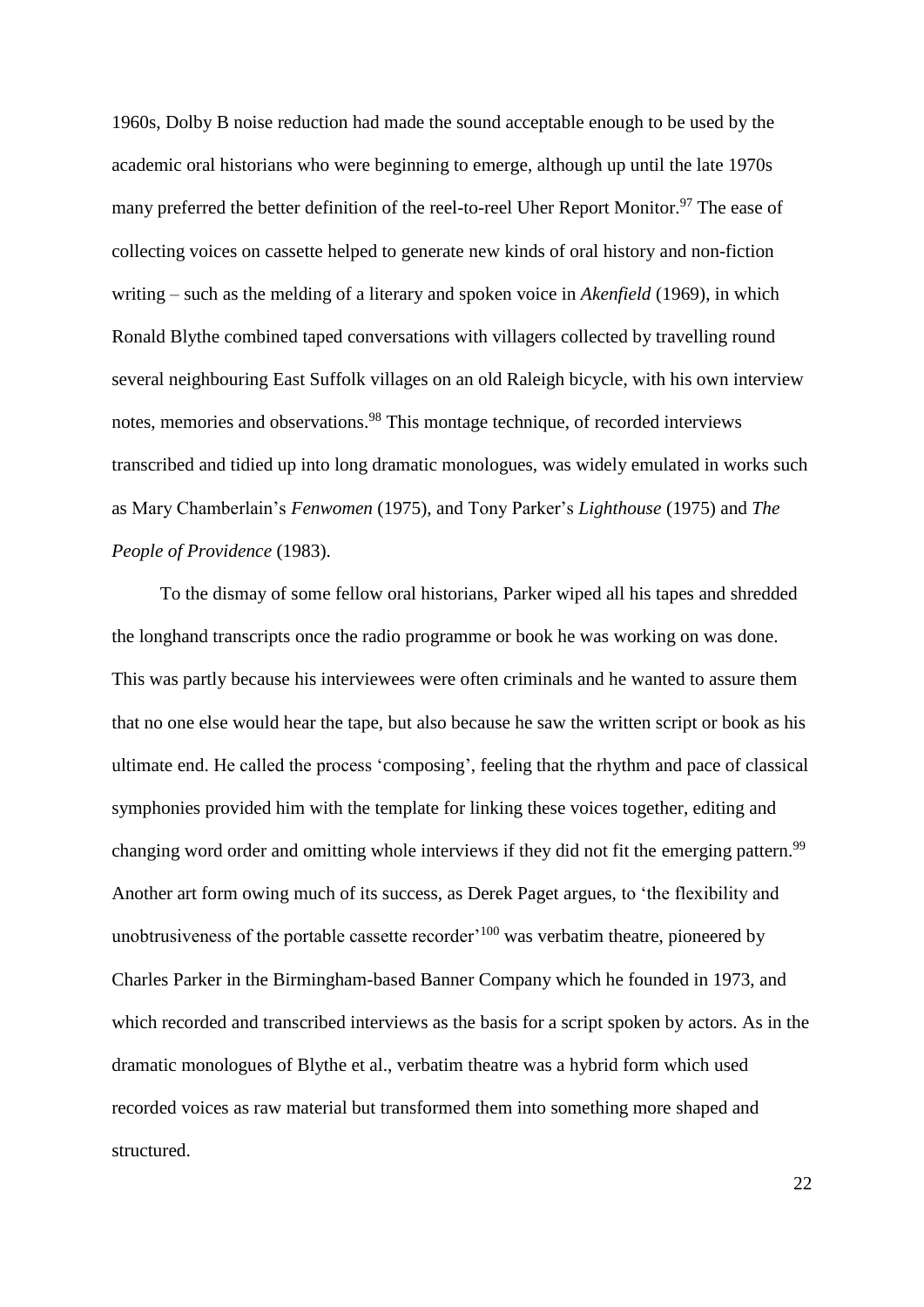1960s, Dolby B noise reduction had made the sound acceptable enough to be used by the academic oral historians who were beginning to emerge, although up until the late 1970s many preferred the better definition of the reel-to-reel Uher Report Monitor.[97] The ease of collecting voices on cassette helped to generate new kinds of oral history and non-fiction writing – such as the melding of a literary and spoken voice in *Akenfield* (1969), in which Ronald Blythe combined taped conversations with villagers collected by travelling round several neighbouring East Suffolk villages on an old Raleigh bicycle, with his own interview notes, memories and observations.[98] This montage technique, of recorded interviews transcribed and tidied up into long dramatic monologues, was widely emulated in works such as Mary Chamberlain's *Fenwomen* (1975), and Tony Parker's *Lighthouse* (1975) and *The People of Providence* (1983).

To the dismay of some fellow oral historians, Parker wiped all his tapes and shredded the longhand transcripts once the radio programme or book he was working on was done. This was partly because his interviewees were often criminals and he wanted to assure them that no one else would hear the tape, but also because he saw the written script or book as his ultimate end. He called the process 'composing', feeling that the rhythm and pace of classical symphonies provided him with the template for linking these voices together, editing and changing word order and omitting whole interviews if they did not fit the emerging pattern.[99] Another art form owing much of its success, as Derek Paget argues, to 'the flexibility and unobtrusiveness of the portable cassette recorder'[100] was verbatim theatre, pioneered by Charles Parker in the Birmingham-based Banner Company which he founded in 1973, and which recorded and transcribed interviews as the basis for a script spoken by actors. As in the dramatic monologues of Blythe et al., verbatim theatre was a hybrid form which used recorded voices as raw material but transformed them into something more shaped and structured.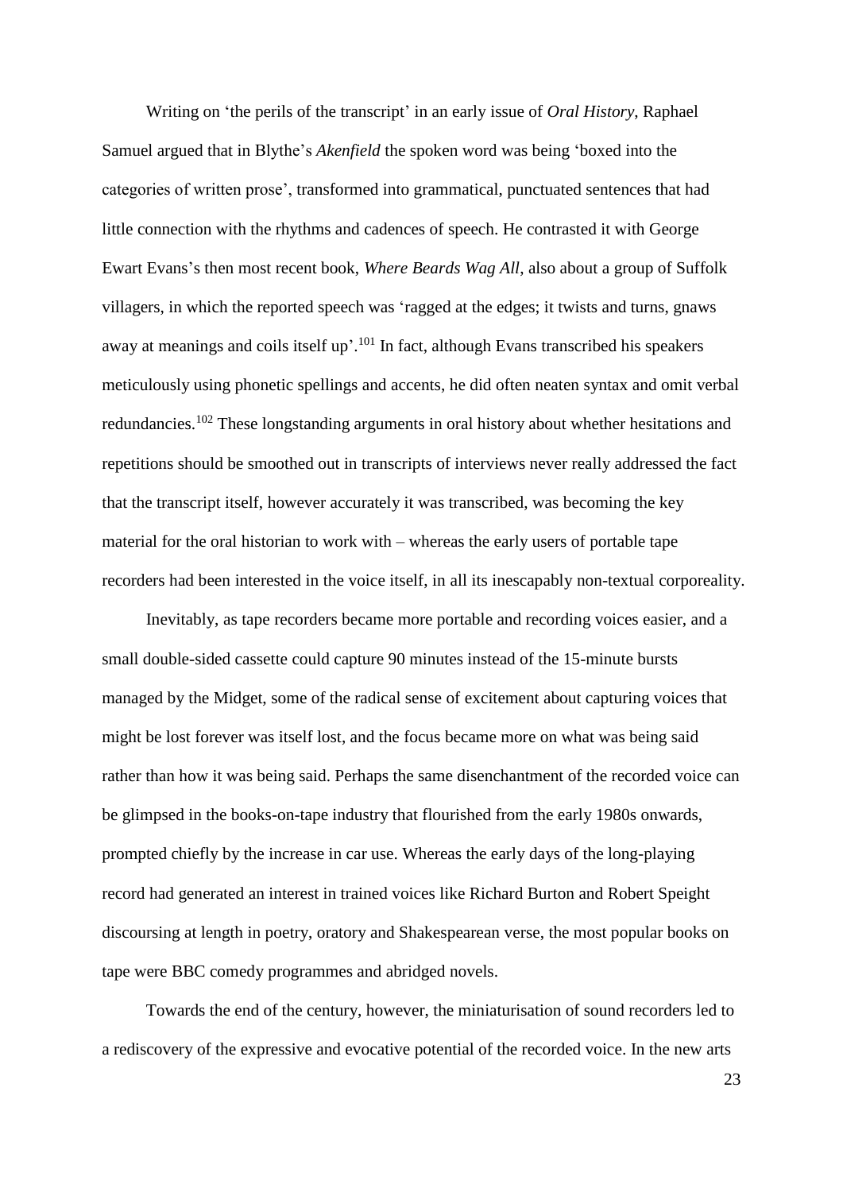Writing on 'the perils of the transcript' in an early issue of *Oral History*, Raphael Samuel argued that in Blythe's *Akenfield* the spoken word was being 'boxed into the categories of written prose', transformed into grammatical, punctuated sentences that had little connection with the rhythms and cadences of speech. He contrasted it with George Ewart Evans's then most recent book, *Where Beards Wag All*, also about a group of Suffolk villagers, in which the reported speech was 'ragged at the edges; it twists and turns, gnaws away at meanings and coils itself up'.[101] In fact, although Evans transcribed his speakers meticulously using phonetic spellings and accents, he did often neaten syntax and omit verbal redundancies.[102] These longstanding arguments in oral history about whether hesitations and repetitions should be smoothed out in transcripts of interviews never really addressed the fact that the transcript itself, however accurately it was transcribed, was becoming the key material for the oral historian to work with – whereas the early users of portable tape recorders had been interested in the voice itself, in all its inescapably non-textual corporeality.

Inevitably, as tape recorders became more portable and recording voices easier, and a small double-sided cassette could capture 90 minutes instead of the 15-minute bursts managed by the Midget, some of the radical sense of excitement about capturing voices that might be lost forever was itself lost, and the focus became more on what was being said rather than how it was being said. Perhaps the same disenchantment of the recorded voice can be glimpsed in the books-on-tape industry that flourished from the early 1980s onwards, prompted chiefly by the increase in car use. Whereas the early days of the long-playing record had generated an interest in trained voices like Richard Burton and Robert Speight discoursing at length in poetry, oratory and Shakespearean verse, the most popular books on tape were BBC comedy programmes and abridged novels.

Towards the end of the century, however, the miniaturisation of sound recorders led to a rediscovery of the expressive and evocative potential of the recorded voice. In the new arts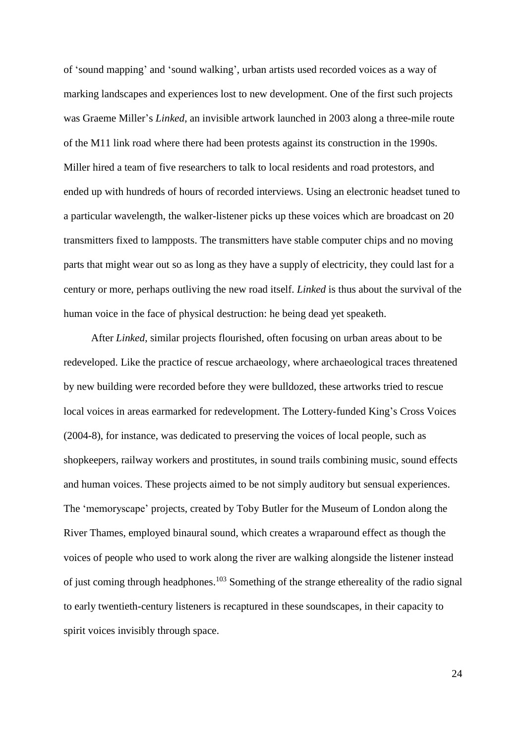of 'sound mapping' and 'sound walking', urban artists used recorded voices as a way of marking landscapes and experiences lost to new development. One of the first such projects was Graeme Miller's *Linked*, an invisible artwork launched in 2003 along a three-mile route of the M11 link road where there had been protests against its construction in the 1990s. Miller hired a team of five researchers to talk to local residents and road protestors, and ended up with hundreds of hours of recorded interviews. Using an electronic headset tuned to a particular wavelength, the walker-listener picks up these voices which are broadcast on 20 transmitters fixed to lampposts. The transmitters have stable computer chips and no moving parts that might wear out so as long as they have a supply of electricity, they could last for a century or more, perhaps outliving the new road itself. *Linked* is thus about the survival of the human voice in the face of physical destruction: he being dead yet speaketh.

After *Linked*, similar projects flourished, often focusing on urban areas about to be redeveloped. Like the practice of rescue archaeology, where archaeological traces threatened by new building were recorded before they were bulldozed, these artworks tried to rescue local voices in areas earmarked for redevelopment. The Lottery-funded King's Cross Voices (2004-8), for instance, was dedicated to preserving the voices of local people, such as shopkeepers, railway workers and prostitutes, in sound trails combining music, sound effects and human voices. These projects aimed to be not simply auditory but sensual experiences. The 'memoryscape' projects, created by Toby Butler for the Museum of London along the River Thames, employed binaural sound, which creates a wraparound effect as though the voices of people who used to work along the river are walking alongside the listener instead of just coming through headphones.[103] Something of the strange ethereality of the radio signal to early twentieth-century listeners is recaptured in these soundscapes, in their capacity to spirit voices invisibly through space.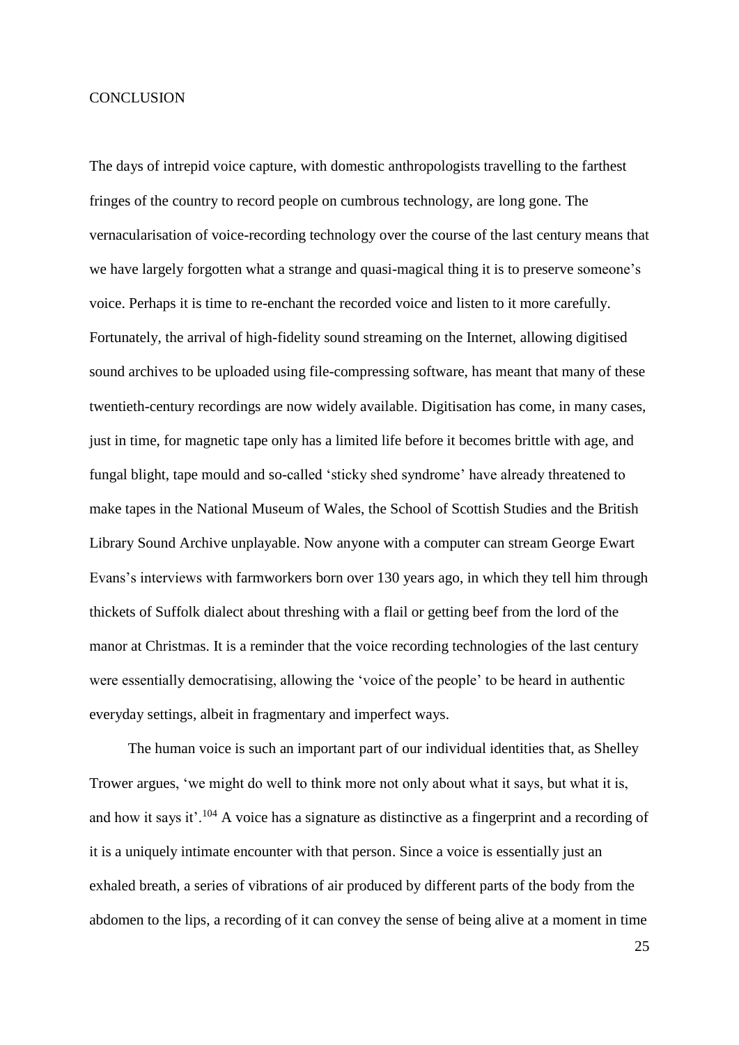## CONCLUSION

The days of intrepid voice capture, with domestic anthropologists travelling to the farthest fringes of the country to record people on cumbrous technology, are long gone. The vernacularisation of voice-recording technology over the course of the last century means that we have largely forgotten what a strange and quasi-magical thing it is to preserve someone's voice. Perhaps it is time to re-enchant the recorded voice and listen to it more carefully. Fortunately, the arrival of high-fidelity sound streaming on the Internet, allowing digitised sound archives to be uploaded using file-compressing software, has meant that many of these twentieth-century recordings are now widely available. Digitisation has come, in many cases, just in time, for magnetic tape only has a limited life before it becomes brittle with age, and fungal blight, tape mould and so-called 'sticky shed syndrome' have already threatened to make tapes in the National Museum of Wales, the School of Scottish Studies and the British Library Sound Archive unplayable. Now anyone with a computer can stream George Ewart Evans's interviews with farmworkers born over 130 years ago, in which they tell him through thickets of Suffolk dialect about threshing with a flail or getting beef from the lord of the manor at Christmas. It is a reminder that the voice recording technologies of the last century were essentially democratising, allowing the 'voice of the people' to be heard in authentic everyday settings, albeit in fragmentary and imperfect ways.

The human voice is such an important part of our individual identities that, as Shelley Trower argues, 'we might do well to think more not only about what it says, but what it is, and how it says it'.[104] A voice has a signature as distinctive as a fingerprint and a recording of it is a uniquely intimate encounter with that person. Since a voice is essentially just an exhaled breath, a series of vibrations of air produced by different parts of the body from the abdomen to the lips, a recording of it can convey the sense of being alive at a moment in time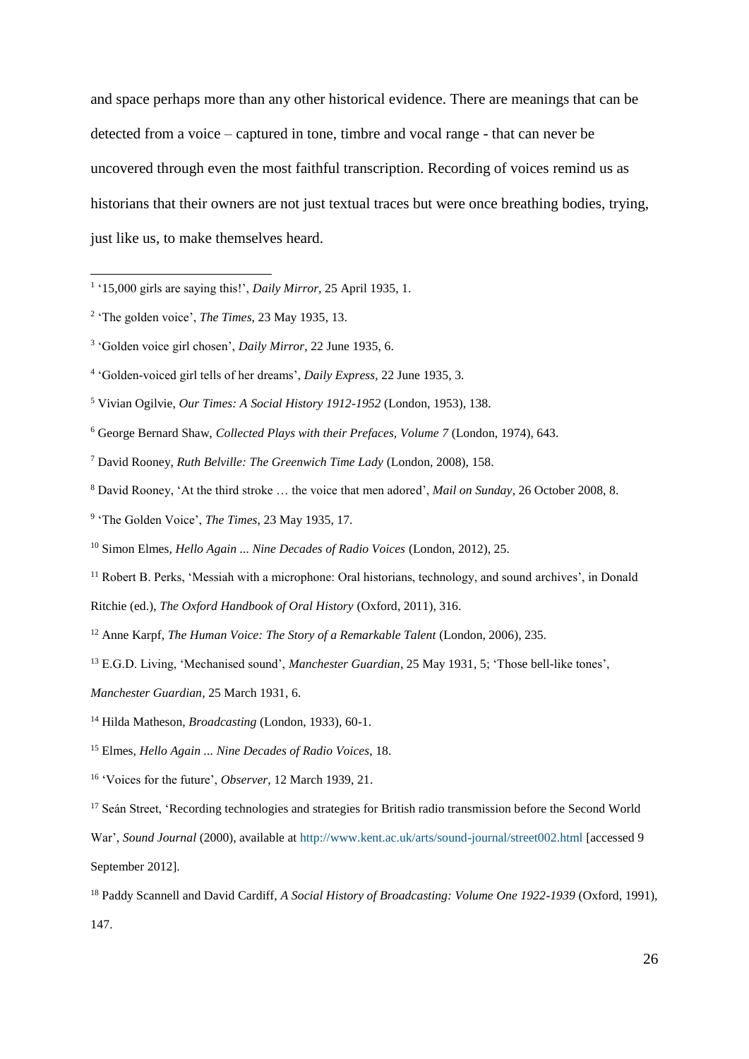and space perhaps more than any other historical evidence. There are meanings that can be detected from a voice – captured in tone, timbre and vocal range - that can never be uncovered through even the most faithful transcription. Recording of voices remind us as historians that their owners are not just textual traces but were once breathing bodies, trying, just like us, to make themselves heard.

---

[1] '15,000 girls are saying this!', *Daily Mirror*, 25 April 1935, 1.

[2] 'The golden voice', *The Times*, 23 May 1935, 13.

[3] 'Golden voice girl chosen', *Daily Mirror*, 22 June 1935, 6.

[4] 'Golden-voiced girl tells of her dreams', *Daily Express*, 22 June 1935, 3.

[5] Vivian Ogilvie, *Our Times: A Social History 1912-1952* (London, 1953), 138.

[6] George Bernard Shaw, *Collected Plays with their Prefaces, Volume 7* (London, 1974), 643.

[7] David Rooney, *Ruth Belville: The Greenwich Time Lady* (London, 2008), 158.

[8] David Rooney, 'At the third stroke … the voice that men adored', *Mail on Sunday*, 26 October 2008, 8.

[9] 'The Golden Voice', *The Times*, 23 May 1935, 17.

[10] Simon Elmes, *Hello Again ... Nine Decades of Radio Voices* (London, 2012), 25.

[11] Robert B. Perks, 'Messiah with a microphone: Oral historians, technology, and sound archives', in Donald Ritchie (ed.), *The Oxford Handbook of Oral History* (Oxford, 2011), 316.

[12] Anne Karpf, *The Human Voice: The Story of a Remarkable Talent* (London, 2006), 235.

[13] E.G.D. Living, 'Mechanised sound', *Manchester Guardian*, 25 May 1931, 5; 'Those bell-like tones', *Manchester Guardian*, 25 March 1931, 6.

[14] Hilda Matheson, *Broadcasting* (London, 1933), 60-1.

[15] Elmes, *Hello Again ... Nine Decades of Radio Voices*, 18.

[16] 'Voices for the future', *Observer*, 12 March 1939, 21.

[17] Seán Street, 'Recording technologies and strategies for British radio transmission before the Second World War', *Sound Journal* (2000), available at http://www.kent.ac.uk/arts/sound-journal/street002.html [accessed 9 September 2012].

[18] Paddy Scannell and David Cardiff, *A Social History of Broadcasting: Volume One 1922-1939* (Oxford, 1991), 147.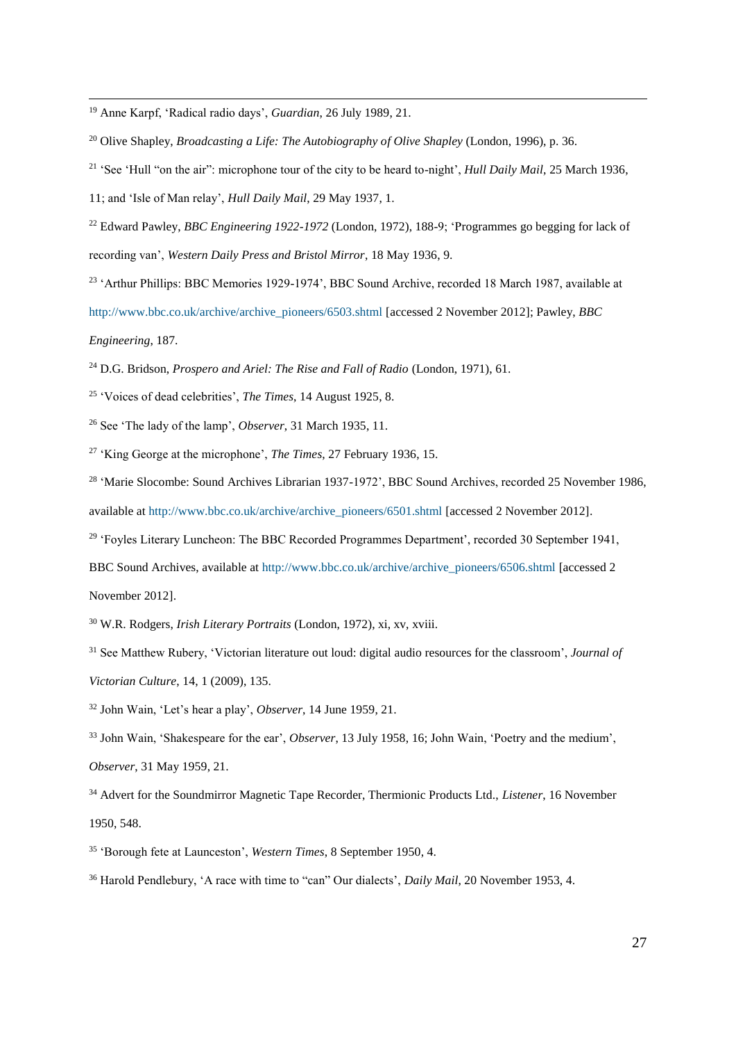[19] Anne Karpf, 'Radical radio days', *Guardian*, 26 July 1989, 21.

[20] Olive Shapley, *Broadcasting a Life: The Autobiography of Olive Shapley* (London, 1996), p. 36.

[21] 'See 'Hull "on the air": microphone tour of the city to be heard to-night', *Hull Daily Mail*, 25 March 1936, 11; and 'Isle of Man relay', *Hull Daily Mail*, 29 May 1937, 1.

[22] Edward Pawley, *BBC Engineering 1922-1972* (London, 1972), 188-9; 'Programmes go begging for lack of recording van', *Western Daily Press and Bristol Mirror*, 18 May 1936, 9.

[23] 'Arthur Phillips: BBC Memories 1929-1974', BBC Sound Archive, recorded 18 March 1987, available at http://www.bbc.co.uk/archive/archive_pioneers/6503.shtml [accessed 2 November 2012]; Pawley, *BBC Engineering*, 187.

[24] D.G. Bridson, *Prospero and Ariel: The Rise and Fall of Radio* (London, 1971), 61.

[25] 'Voices of dead celebrities', *The Times*, 14 August 1925, 8.

[26] See 'The lady of the lamp', *Observer*, 31 March 1935, 11.

[27] 'King George at the microphone', *The Times*, 27 February 1936, 15.

[28] 'Marie Slocombe: Sound Archives Librarian 1937-1972', BBC Sound Archives, recorded 25 November 1986, available at http://www.bbc.co.uk/archive/archive_pioneers/6501.shtml [accessed 2 November 2012].

[29] 'Foyles Literary Luncheon: The BBC Recorded Programmes Department', recorded 30 September 1941, BBC Sound Archives, available at http://www.bbc.co.uk/archive/archive_pioneers/6506.shtml [accessed 2 November 2012].

[30] W.R. Rodgers, *Irish Literary Portraits* (London, 1972), xi, xv, xviii.

[31] See Matthew Rubery, 'Victorian literature out loud: digital audio resources for the classroom', *Journal of Victorian Culture*, 14, 1 (2009), 135.

[32] John Wain, 'Let's hear a play', *Observer*, 14 June 1959, 21.

[33] John Wain, 'Shakespeare for the ear', *Observer*, 13 July 1958, 16; John Wain, 'Poetry and the medium', *Observer*, 31 May 1959, 21.

[34] Advert for the Soundmirror Magnetic Tape Recorder, Thermionic Products Ltd., *Listener*, 16 November 1950, 548.

[35] 'Borough fete at Launceston', *Western Times*, 8 September 1950, 4.

[36] Harold Pendlebury, 'A race with time to "can" Our dialects', *Daily Mail*, 20 November 1953, 4.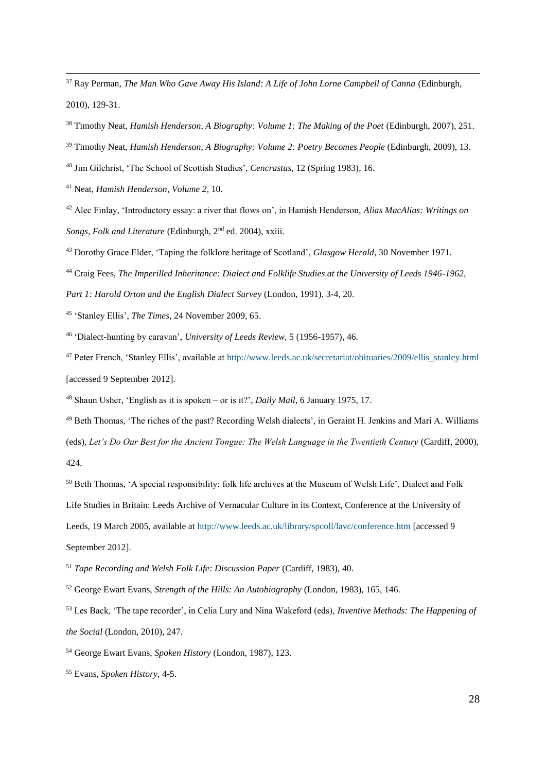[37] Ray Perman, *The Man Who Gave Away His Island: A Life of John Lorne Campbell of Canna* (Edinburgh, 2010), 129-31.

[38] Timothy Neat, *Hamish Henderson, A Biography: Volume 1: The Making of the Poet* (Edinburgh, 2007), 251.

[39] Timothy Neat, *Hamish Henderson, A Biography: Volume 2: Poetry Becomes People* (Edinburgh, 2009), 13.

[40] Jim Gilchrist, 'The School of Scottish Studies', *Cencrastus*, 12 (Spring 1983), 16.

[41] Neat, *Hamish Henderson, Volume 2*, 10.

[42] Alec Finlay, 'Introductory essay: a river that flows on', in Hamish Henderson, *Alias MacAlias: Writings on Songs, Folk and Literature* (Edinburgh, 2nd ed. 2004), xxiii.

[43] Dorothy Grace Elder, 'Taping the folklore heritage of Scotland', *Glasgow Herald*, 30 November 1971.

[44] Craig Fees, *The Imperilled Inheritance: Dialect and Folklife Studies at the University of Leeds 1946-1962, Part 1: Harold Orton and the English Dialect Survey* (London, 1991), 3-4, 20.

[45] 'Stanley Ellis', *The Times*, 24 November 2009, 65.

[46] 'Dialect-hunting by caravan', *University of Leeds Review*, 5 (1956-1957), 46.

[47] Peter French, 'Stanley Ellis', available at http://www.leeds.ac.uk/secretariat/obituaries/2009/ellis_stanley.html [accessed 9 September 2012].

[48] Shaun Usher, 'English as it is spoken – or is it?', *Daily Mail*, 6 January 1975, 17.

[49] Beth Thomas, 'The riches of the past? Recording Welsh dialects', in Geraint H. Jenkins and Mari A. Williams (eds), *Let's Do Our Best for the Ancient Tongue: The Welsh Language in the Twentieth Century* (Cardiff, 2000), 424.

[50] Beth Thomas, 'A special responsibility: folk life archives at the Museum of Welsh Life', Dialect and Folk Life Studies in Britain: Leeds Archive of Vernacular Culture in its Context, Conference at the University of Leeds, 19 March 2005, available at http://www.leeds.ac.uk/library/spcoll/lavc/conference.htm [accessed 9 September 2012].

[51] *Tape Recording and Welsh Folk Life: Discussion Paper* (Cardiff, 1983), 40.

[52] George Ewart Evans, *Strength of the Hills: An Autobiography* (London, 1983), 165, 146.

[53] Les Back, 'The tape recorder', in Celia Lury and Nina Wakeford (eds), *Inventive Methods: The Happening of the Social* (London, 2010), 247.

[54] George Ewart Evans, *Spoken History* (London, 1987), 123.

[55] Evans, *Spoken History*, 4-5.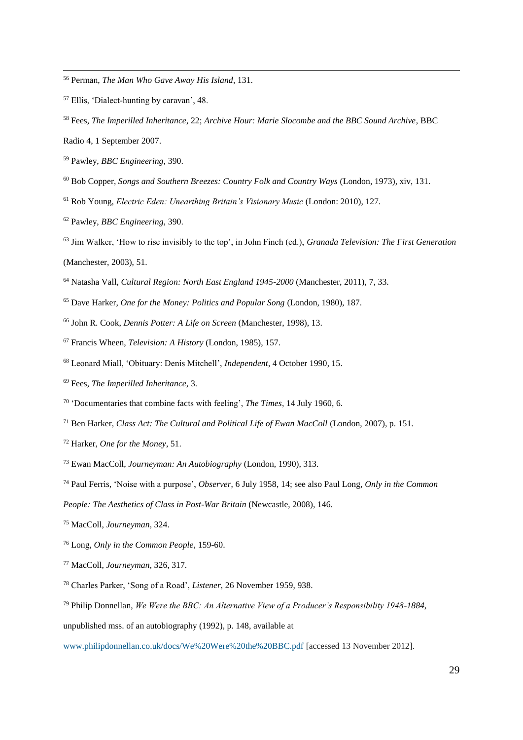[56] Perman, *The Man Who Gave Away His Island*, 131.

[57] Ellis, 'Dialect-hunting by caravan', 48.

[58] Fees, *The Imperilled Inheritance*, 22; *Archive Hour: Marie Slocombe and the BBC Sound Archive*, BBC Radio 4, 1 September 2007.

[59] Pawley, *BBC Engineering*, 390.

[60] Bob Copper, *Songs and Southern Breezes: Country Folk and Country Ways* (London, 1973), xiv, 131.

[61] Rob Young, *Electric Eden: Unearthing Britain's Visionary Music* (London: 2010), 127.

[62] Pawley, *BBC Engineering*, 390.

[63] Jim Walker, 'How to rise invisibly to the top', in John Finch (ed.), *Granada Television: The First Generation* (Manchester, 2003), 51.

[64] Natasha Vall, *Cultural Region: North East England 1945-2000* (Manchester, 2011), 7, 33.

[65] Dave Harker, *One for the Money: Politics and Popular Song* (London, 1980), 187.

[66] John R. Cook, *Dennis Potter: A Life on Screen* (Manchester, 1998), 13.

[67] Francis Wheen, *Television: A History* (London, 1985), 157.

[68] Leonard Miall, 'Obituary: Denis Mitchell', *Independent*, 4 October 1990, 15.

[69] Fees, *The Imperilled Inheritance*, 3.

[70] 'Documentaries that combine facts with feeling', *The Times*, 14 July 1960, 6.

[71] Ben Harker, *Class Act: The Cultural and Political Life of Ewan MacColl* (London, 2007), p. 151.

[72] Harker, *One for the Money*, 51.

[73] Ewan MacColl, *Journeyman: An Autobiography* (London, 1990), 313.

[74] Paul Ferris, 'Noise with a purpose', *Observer*, 6 July 1958, 14; see also Paul Long, *Only in the Common People: The Aesthetics of Class in Post-War Britain* (Newcastle, 2008), 146.

[75] MacColl, *Journeyman*, 324.

[76] Long, *Only in the Common People*, 159-60.

[77] MacColl, *Journeyman*, 326, 317.

[78] Charles Parker, 'Song of a Road', *Listener*, 26 November 1959, 938.

[79] Philip Donnellan, *We Were the BBC: An Alternative View of a Producer's Responsibility 1948-1884*, unpublished mss. of an autobiography (1992), p. 148, available at www.philipdonnellan.co.uk/docs/We%20Were%20the%20BBC.pdf [accessed 13 November 2012].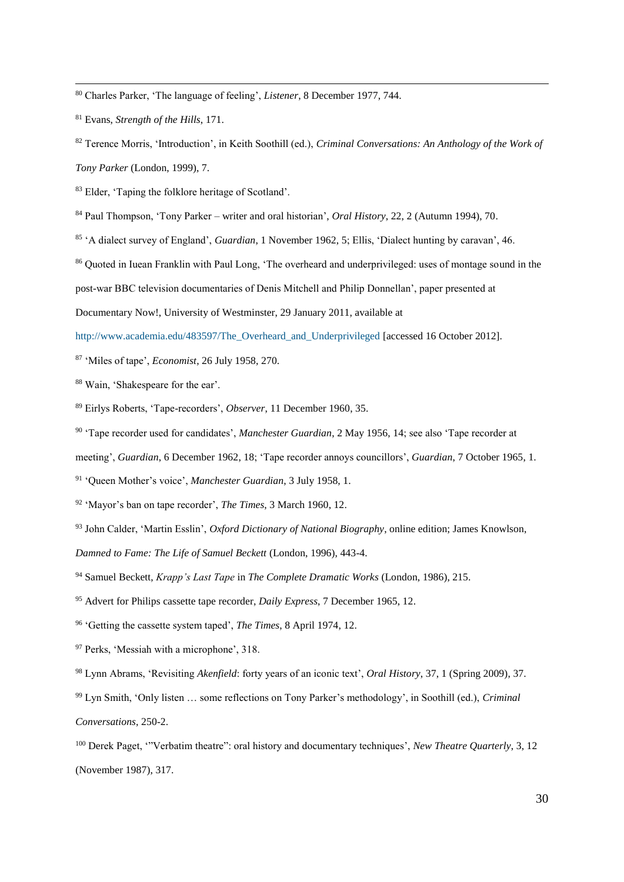[80] Charles Parker, 'The language of feeling', *Listener*, 8 December 1977, 744.

[81] Evans, *Strength of the Hills*, 171.

[82] Terence Morris, 'Introduction', in Keith Soothill (ed.), *Criminal Conversations: An Anthology of the Work of Tony Parker* (London, 1999), 7.

[83] Elder, 'Taping the folklore heritage of Scotland'.

[84] Paul Thompson, 'Tony Parker – writer and oral historian', *Oral History*, 22, 2 (Autumn 1994), 70.

[85] 'A dialect survey of England', *Guardian*, 1 November 1962, 5; Ellis, 'Dialect hunting by caravan', 46.

[86] Quoted in Iuean Franklin with Paul Long, 'The overheard and underprivileged: uses of montage sound in the post-war BBC television documentaries of Denis Mitchell and Philip Donnellan', paper presented at Documentary Now!, University of Westminster, 29 January 2011, available at http://www.academia.edu/483597/The_Overheard_and_Underprivileged [accessed 16 October 2012].

[87] 'Miles of tape', *Economist*, 26 July 1958, 270.

[88] Wain, 'Shakespeare for the ear'.

[89] Eirlys Roberts, 'Tape-recorders', *Observer*, 11 December 1960, 35.

[90] 'Tape recorder used for candidates', *Manchester Guardian*, 2 May 1956, 14; see also 'Tape recorder at meeting', *Guardian*, 6 December 1962, 18; 'Tape recorder annoys councillors', *Guardian*, 7 October 1965, 1.

[91] 'Queen Mother's voice', *Manchester Guardian*, 3 July 1958, 1.

[92] 'Mayor's ban on tape recorder', *The Times*, 3 March 1960, 12.

[93] John Calder, 'Martin Esslin', *Oxford Dictionary of National Biography*, online edition; James Knowlson, *Damned to Fame: The Life of Samuel Beckett* (London, 1996), 443-4.

[94] Samuel Beckett, *Krapp's Last Tape* in *The Complete Dramatic Works* (London, 1986), 215.

[95] Advert for Philips cassette tape recorder, *Daily Express*, 7 December 1965, 12.

[96] 'Getting the cassette system taped', *The Times*, 8 April 1974, 12.

[97] Perks, 'Messiah with a microphone', 318.

[98] Lynn Abrams, 'Revisiting *Akenfield*: forty years of an iconic text', *Oral History*, 37, 1 (Spring 2009), 37.

[99] Lyn Smith, 'Only listen … some reflections on Tony Parker's methodology', in Soothill (ed.), *Criminal Conversations*, 250-2.

[100] Derek Paget, '"Verbatim theatre": oral history and documentary techniques', *New Theatre Quarterly*, 3, 12 (November 1987), 317.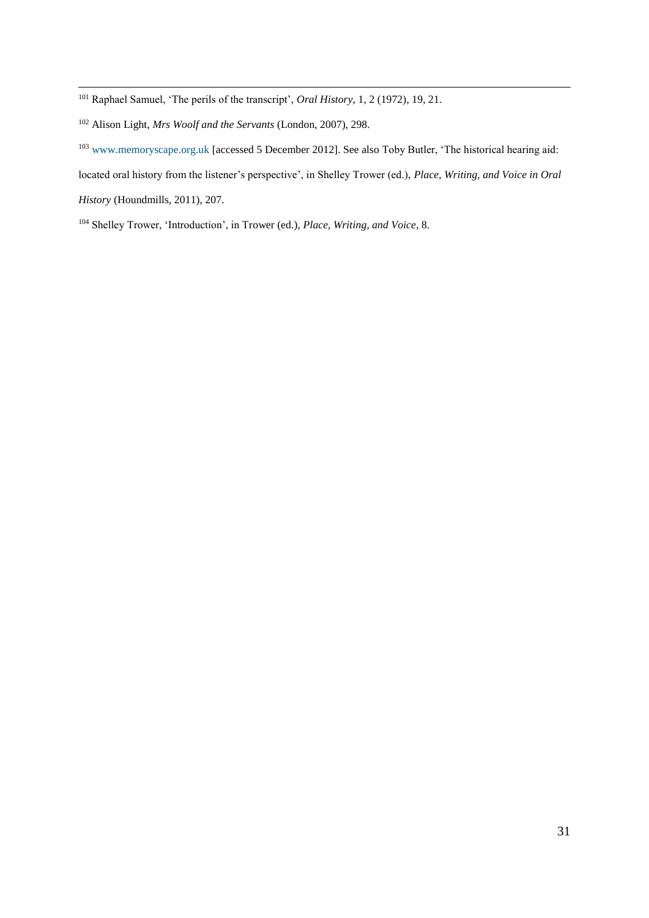[101] Raphael Samuel, 'The perils of the transcript', *Oral History*, 1, 2 (1972), 19, 21.

[102] Alison Light, *Mrs Woolf and the Servants* (London, 2007), 298.

[103] www.memoryscape.org.uk [accessed 5 December 2012]. See also Toby Butler, 'The historical hearing aid: located oral history from the listener's perspective', in Shelley Trower (ed.), *Place, Writing, and Voice in Oral History* (Houndmills, 2011), 207.

[104] Shelley Trower, 'Introduction', in Trower (ed.), *Place, Writing, and Voice*, 8.